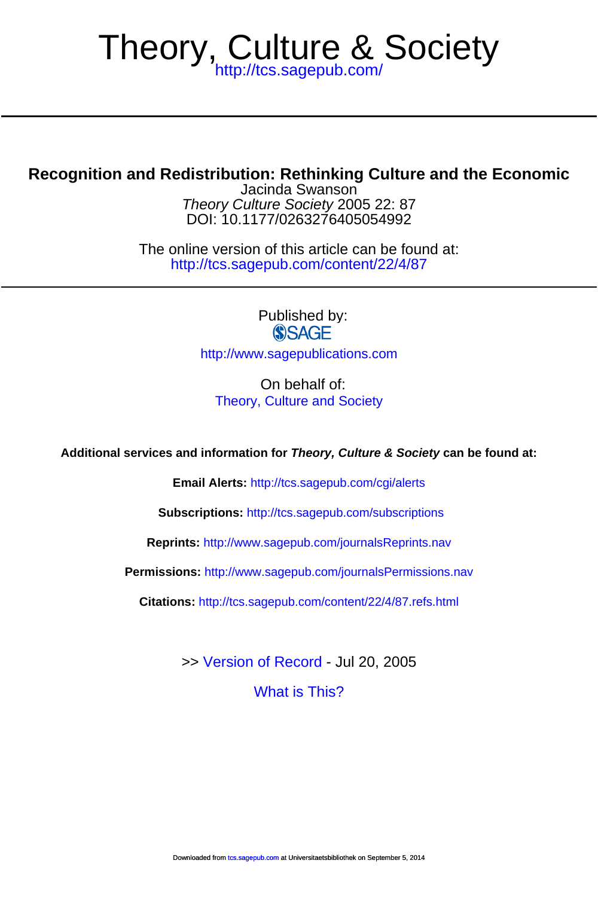# Theory, Culture & Society

http://tcs.sagepub.com/

## Recognition and Redistribution: Rethinking Culture and the Economic

Jacinda Swanson

*Theory Culture Society* 2005 22: 87

DOI: 10.1177/0263276405054992

The online version of this article can be found at:

http://tcs.sagepub.com/content/22/4/87

Published by:

SAGE

http://www.sagepublications.com

On behalf of:

Theory, Culture and Society

**Additional services and information for *Theory, Culture & Society* can be found at:**

**Email Alerts:** http://tcs.sagepub.com/cgi/alerts

**Subscriptions:** http://tcs.sagepub.com/subscriptions

**Reprints:** http://www.sagepub.com/journalsReprints.nav

**Permissions:** http://www.sagepub.com/journalsPermissions.nav

**Citations:** http://tcs.sagepub.com/content/22/4/87.refs.html

>> Version of Record - Jul 20, 2005

What is This?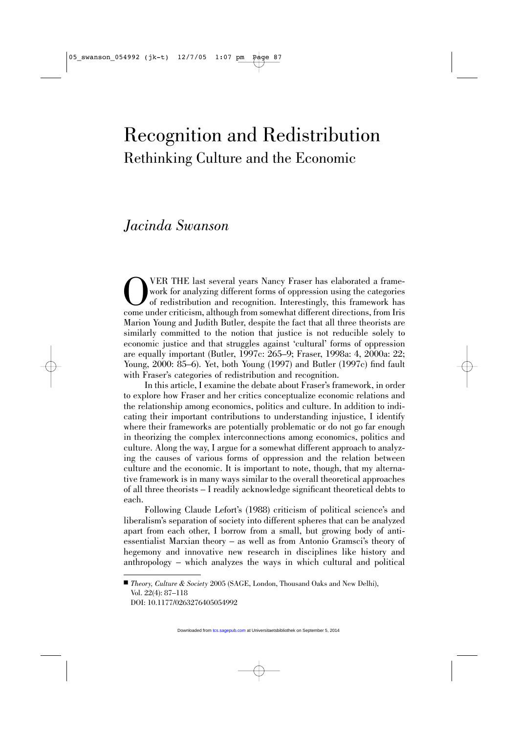# Recognition and Redistribution

## Rethinking Culture and the Economic

### *Jacinda Swanson*

OVER THE last several years Nancy Fraser has elaborated a framework for analyzing different forms of oppression using the categories of redistribution and recognition. Interestingly, this framework has come under criticism, although from somewhat different directions, from Iris Marion Young and Judith Butler, despite the fact that all three theorists are similarly committed to the notion that justice is not reducible solely to economic justice and that struggles against 'cultural' forms of oppression are equally important (Butler, 1997c: 265–9; Fraser, 1998a: 4, 2000a: 22; Young, 2000: 85–6). Yet, both Young (1997) and Butler (1997c) find fault with Fraser's categories of redistribution and recognition.

In this article, I examine the debate about Fraser's framework, in order to explore how Fraser and her critics conceptualize economic relations and the relationship among economics, politics and culture. In addition to indicating their important contributions to understanding injustice, I identify where their frameworks are potentially problematic or do not go far enough in theorizing the complex interconnections among economics, politics and culture. Along the way, I argue for a somewhat different approach to analyzing the causes of various forms of oppression and the relation between culture and the economic. It is important to note, though, that my alternative framework is in many ways similar to the overall theoretical approaches of all three theorists – I readily acknowledge significant theoretical debts to each.

Following Claude Lefort's (1988) criticism of political science's and liberalism's separation of society into different spheres that can be analyzed apart from each other, I borrow from a small, but growing body of anti-essentialist Marxian theory – as well as from Antonio Gramsci's theory of hegemony and innovative new research in disciplines like history and anthropology – which analyzes the ways in which cultural and political

■ *Theory, Culture & Society* 2005 (SAGE, London, Thousand Oaks and New Delhi), Vol. 22(4): 87–118
DOI: 10.1177/0263276405054992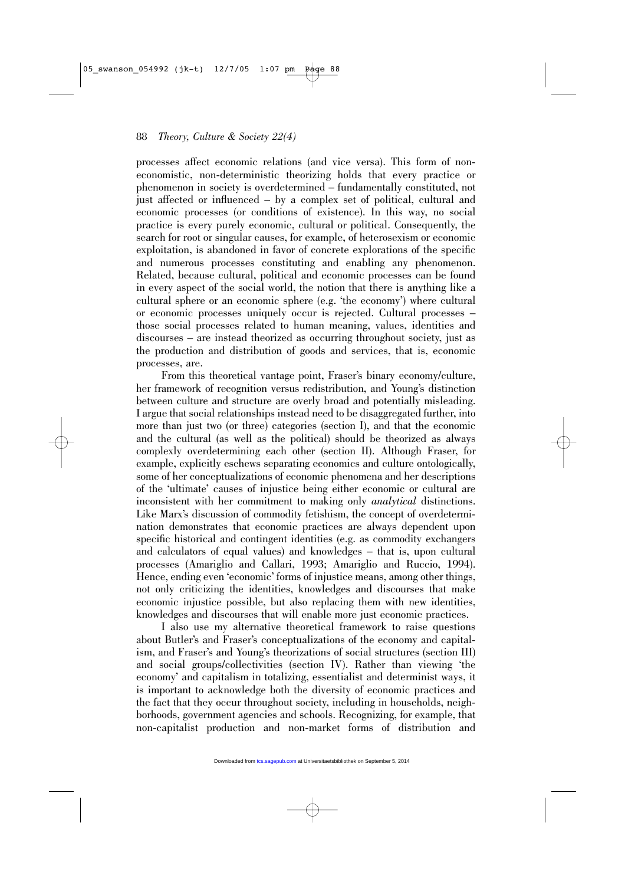processes affect economic relations (and vice versa). This form of non-economistic, non-deterministic theorizing holds that every practice or phenomenon in society is overdetermined – fundamentally constituted, not just affected or influenced – by a complex set of political, cultural and economic processes (or conditions of existence). In this way, no social practice is every purely economic, cultural or political. Consequently, the search for root or singular causes, for example, of heterosexism or economic exploitation, is abandoned in favor of concrete explorations of the specific and numerous processes constituting and enabling any phenomenon. Related, because cultural, political and economic processes can be found in every aspect of the social world, the notion that there is anything like a cultural sphere or an economic sphere (e.g. 'the economy') where cultural or economic processes uniquely occur is rejected. Cultural processes – those social processes related to human meaning, values, identities and discourses – are instead theorized as occurring throughout society, just as the production and distribution of goods and services, that is, economic processes, are.

From this theoretical vantage point, Fraser's binary economy/culture, her framework of recognition versus redistribution, and Young's distinction between culture and structure are overly broad and potentially misleading. I argue that social relationships instead need to be disaggregated further, into more than just two (or three) categories (section I), and that the economic and the cultural (as well as the political) should be theorized as always complexly overdetermining each other (section II). Although Fraser, for example, explicitly eschews separating economics and culture ontologically, some of her conceptualizations of economic phenomena and her descriptions of the 'ultimate' causes of injustice being either economic or cultural are inconsistent with her commitment to making only *analytical* distinctions. Like Marx's discussion of commodity fetishism, the concept of overdetermination demonstrates that economic practices are always dependent upon specific historical and contingent identities (e.g. as commodity exchangers and calculators of equal values) and knowledges – that is, upon cultural processes (Amariglio and Callari, 1993; Amariglio and Ruccio, 1994). Hence, ending even 'economic' forms of injustice means, among other things, not only criticizing the identities, knowledges and discourses that make economic injustice possible, but also replacing them with new identities, knowledges and discourses that will enable more just economic practices.

I also use my alternative theoretical framework to raise questions about Butler's and Fraser's conceptualizations of the economy and capitalism, and Fraser's and Young's theorizations of social structures (section III) and social groups/collectivities (section IV). Rather than viewing 'the economy' and capitalism in totalizing, essentialist and determinist ways, it is important to acknowledge both the diversity of economic practices and the fact that they occur throughout society, including in households, neighborhoods, government agencies and schools. Recognizing, for example, that non-capitalist production and non-market forms of distribution and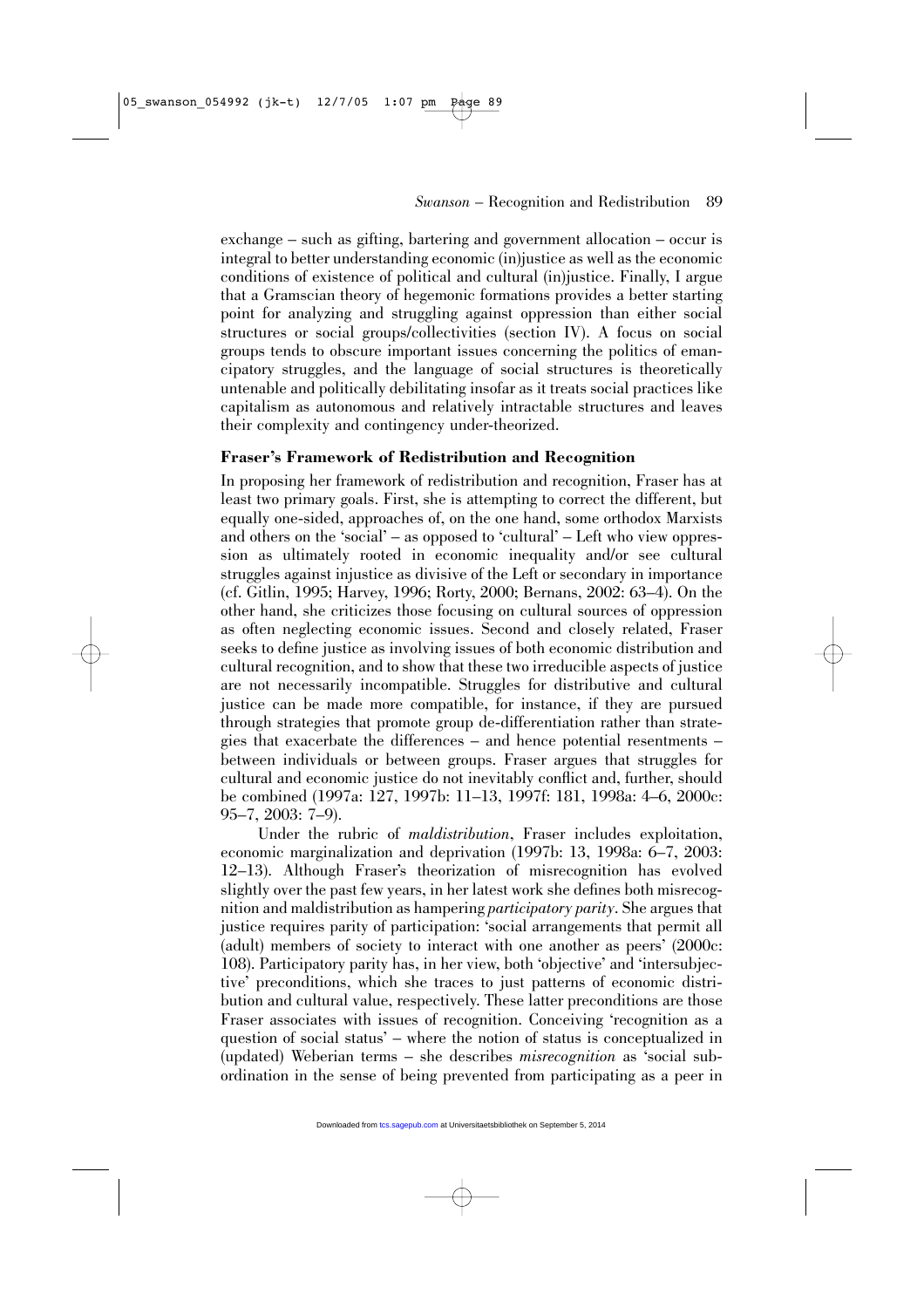exchange – such as gifting, bartering and government allocation – occur is integral to better understanding economic (in)justice as well as the economic conditions of existence of political and cultural (in)justice. Finally, I argue that a Gramscian theory of hegemonic formations provides a better starting point for analyzing and struggling against oppression than either social structures or social groups/collectivities (section IV). A focus on social groups tends to obscure important issues concerning the politics of emancipatory struggles, and the language of social structures is theoretically untenable and politically debilitating insofar as it treats social practices like capitalism as autonomous and relatively intractable structures and leaves their complexity and contingency under-theorized.

## Fraser's Framework of Redistribution and Recognition

In proposing her framework of redistribution and recognition, Fraser has at least two primary goals. First, she is attempting to correct the different, but equally one-sided, approaches of, on the one hand, some orthodox Marxists and others on the 'social' – as opposed to 'cultural' – Left who view oppression as ultimately rooted in economic inequality and/or see cultural struggles against injustice as divisive of the Left or secondary in importance (cf. Gitlin, 1995; Harvey, 1996; Rorty, 2000; Bernans, 2002: 63–4). On the other hand, she criticizes those focusing on cultural sources of oppression as often neglecting economic issues. Second and closely related, Fraser seeks to define justice as involving issues of both economic distribution and cultural recognition, and to show that these two irreducible aspects of justice are not necessarily incompatible. Struggles for distributive and cultural justice can be made more compatible, for instance, if they are pursued through strategies that promote group de-differentiation rather than strategies that exacerbate the differences – and hence potential resentments – between individuals or between groups. Fraser argues that struggles for cultural and economic justice do not inevitably conflict and, further, should be combined (1997a: 127, 1997b: 11–13, 1997f: 181, 1998a: 4–6, 2000c: 95–7, 2003: 7–9).

Under the rubric of *maldistribution*, Fraser includes exploitation, economic marginalization and deprivation (1997b: 13, 1998a: 6–7, 2003: 12–13). Although Fraser's theorization of misrecognition has evolved slightly over the past few years, in her latest work she defines both misrecognition and maldistribution as hampering *participatory parity*. She argues that justice requires parity of participation: 'social arrangements that permit all (adult) members of society to interact with one another as peers' (2000c: 108). Participatory parity has, in her view, both 'objective' and 'intersubjective' preconditions, which she traces to just patterns of economic distribution and cultural value, respectively. These latter preconditions are those Fraser associates with issues of recognition. Conceiving 'recognition as a question of social status' – where the notion of status is conceptualized in (updated) Weberian terms – she describes *misrecognition* as 'social subordination in the sense of being prevented from participating as a peer in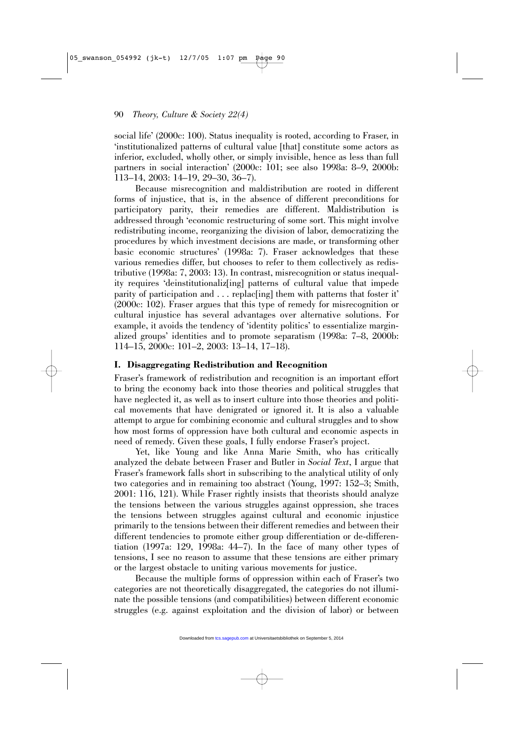social life' (2000c: 100). Status inequality is rooted, according to Fraser, in 'institutionalized patterns of cultural value [that] constitute some actors as inferior, excluded, wholly other, or simply invisible, hence as less than full partners in social interaction' (2000c: 101; see also 1998a: 8–9, 2000b: 113–14, 2003: 14–19, 29–30, 36–7).

Because misrecognition and maldistribution are rooted in different forms of injustice, that is, in the absence of different preconditions for participatory parity, their remedies are different. Maldistribution is addressed through 'economic restructuring of some sort. This might involve redistributing income, reorganizing the division of labor, democratizing the procedures by which investment decisions are made, or transforming other basic economic structures' (1998a: 7). Fraser acknowledges that these various remedies differ, but chooses to refer to them collectively as redistributive (1998a: 7, 2003: 13). In contrast, misrecognition or status inequality requires 'deinstitutionaliz[ing] patterns of cultural value that impede parity of participation and . . . replac[ing] them with patterns that foster it' (2000c: 102). Fraser argues that this type of remedy for misrecognition or cultural injustice has several advantages over alternative solutions. For example, it avoids the tendency of 'identity politics' to essentialize marginalized groups' identities and to promote separatism (1998a: 7–8, 2000b: 114–15, 2000c: 101–2, 2003: 13–14, 17–18).

## I. Disaggregating Redistribution and Recognition

Fraser's framework of redistribution and recognition is an important effort to bring the economy back into those theories and political struggles that have neglected it, as well as to insert culture into those theories and political movements that have denigrated or ignored it. It is also a valuable attempt to argue for combining economic and cultural struggles and to show how most forms of oppression have both cultural and economic aspects in need of remedy. Given these goals, I fully endorse Fraser's project.

Yet, like Young and like Anna Marie Smith, who has critically analyzed the debate between Fraser and Butler in *Social Text*, I argue that Fraser's framework falls short in subscribing to the analytical utility of only two categories and in remaining too abstract (Young, 1997: 152–3; Smith, 2001: 116, 121). While Fraser rightly insists that theorists should analyze the tensions between the various struggles against oppression, she traces the tensions between struggles against cultural and economic injustice primarily to the tensions between their different remedies and between their different tendencies to promote either group differentiation or de-differentiation (1997a: 129, 1998a: 44–7). In the face of many other types of tensions, I see no reason to assume that these tensions are either primary or the largest obstacle to uniting various movements for justice.

Because the multiple forms of oppression within each of Fraser's two categories are not theoretically disaggregated, the categories do not illuminate the possible tensions (and compatibilities) between different economic struggles (e.g. against exploitation and the division of labor) or between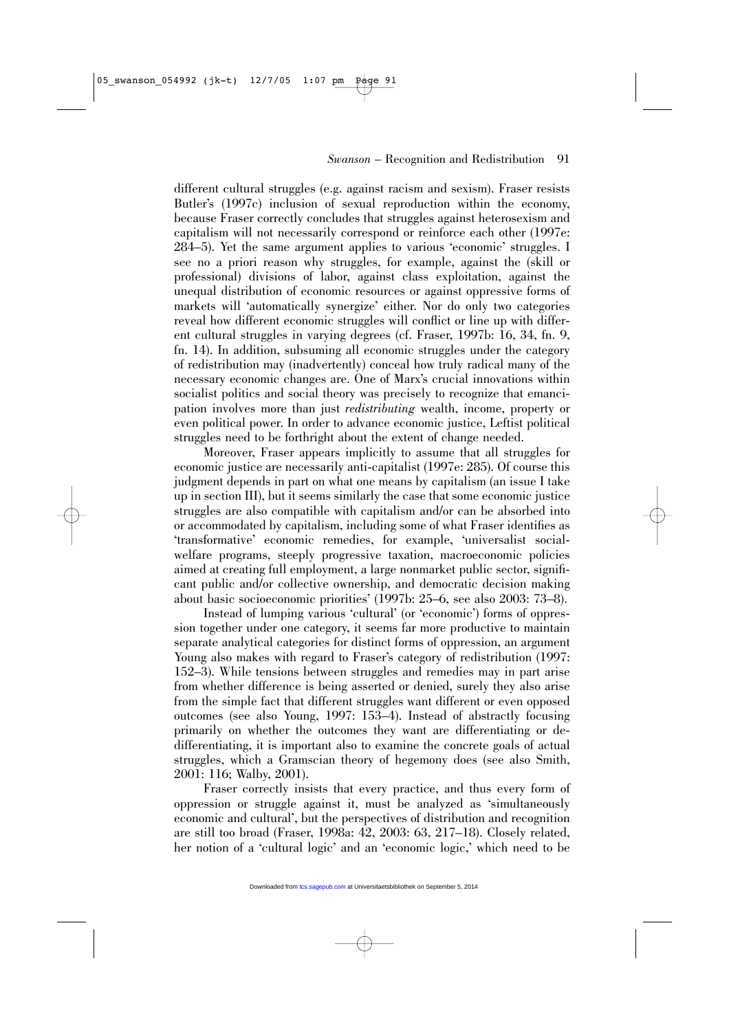different cultural struggles (e.g. against racism and sexism). Fraser resists Butler's (1997c) inclusion of sexual reproduction within the economy, because Fraser correctly concludes that struggles against heterosexism and capitalism will not necessarily correspond or reinforce each other (1997e: 284–5). Yet the same argument applies to various 'economic' struggles. I see no a priori reason why struggles, for example, against the (skill or professional) divisions of labor, against class exploitation, against the unequal distribution of economic resources or against oppressive forms of markets will 'automatically synergize' either. Nor do only two categories reveal how different economic struggles will conflict or line up with different cultural struggles in varying degrees (cf. Fraser, 1997b: 16, 34, fn. 9, fn. 14). In addition, subsuming all economic struggles under the category of redistribution may (inadvertently) conceal how truly radical many of the necessary economic changes are. One of Marx's crucial innovations within socialist politics and social theory was precisely to recognize that emancipation involves more than just *redistributing* wealth, income, property or even political power. In order to advance economic justice, Leftist political struggles need to be forthright about the extent of change needed.

Moreover, Fraser appears implicitly to assume that all struggles for economic justice are necessarily anti-capitalist (1997e: 285). Of course this judgment depends in part on what one means by capitalism (an issue I take up in section III), but it seems similarly the case that some economic justice struggles are also compatible with capitalism and/or can be absorbed into or accommodated by capitalism, including some of what Fraser identifies as 'transformative' economic remedies, for example, 'universalist social-welfare programs, steeply progressive taxation, macroeconomic policies aimed at creating full employment, a large nonmarket public sector, significant public and/or collective ownership, and democratic decision making about basic socioeconomic priorities' (1997b: 25–6, see also 2003: 73–8).

Instead of lumping various 'cultural' (or 'economic') forms of oppression together under one category, it seems far more productive to maintain separate analytical categories for distinct forms of oppression, an argument Young also makes with regard to Fraser's category of redistribution (1997: 152–3). While tensions between struggles and remedies may in part arise from whether difference is being asserted or denied, surely they also arise from the simple fact that different struggles want different or even opposed outcomes (see also Young, 1997: 153–4). Instead of abstractly focusing primarily on whether the outcomes they want are differentiating or de-differentiating, it is important also to examine the concrete goals of actual struggles, which a Gramscian theory of hegemony does (see also Smith, 2001: 116; Walby, 2001).

Fraser correctly insists that every practice, and thus every form of oppression or struggle against it, must be analyzed as 'simultaneously economic and cultural', but the perspectives of distribution and recognition are still too broad (Fraser, 1998a: 42, 2003: 63, 217–18). Closely related, her notion of a 'cultural logic' and an 'economic logic,' which need to be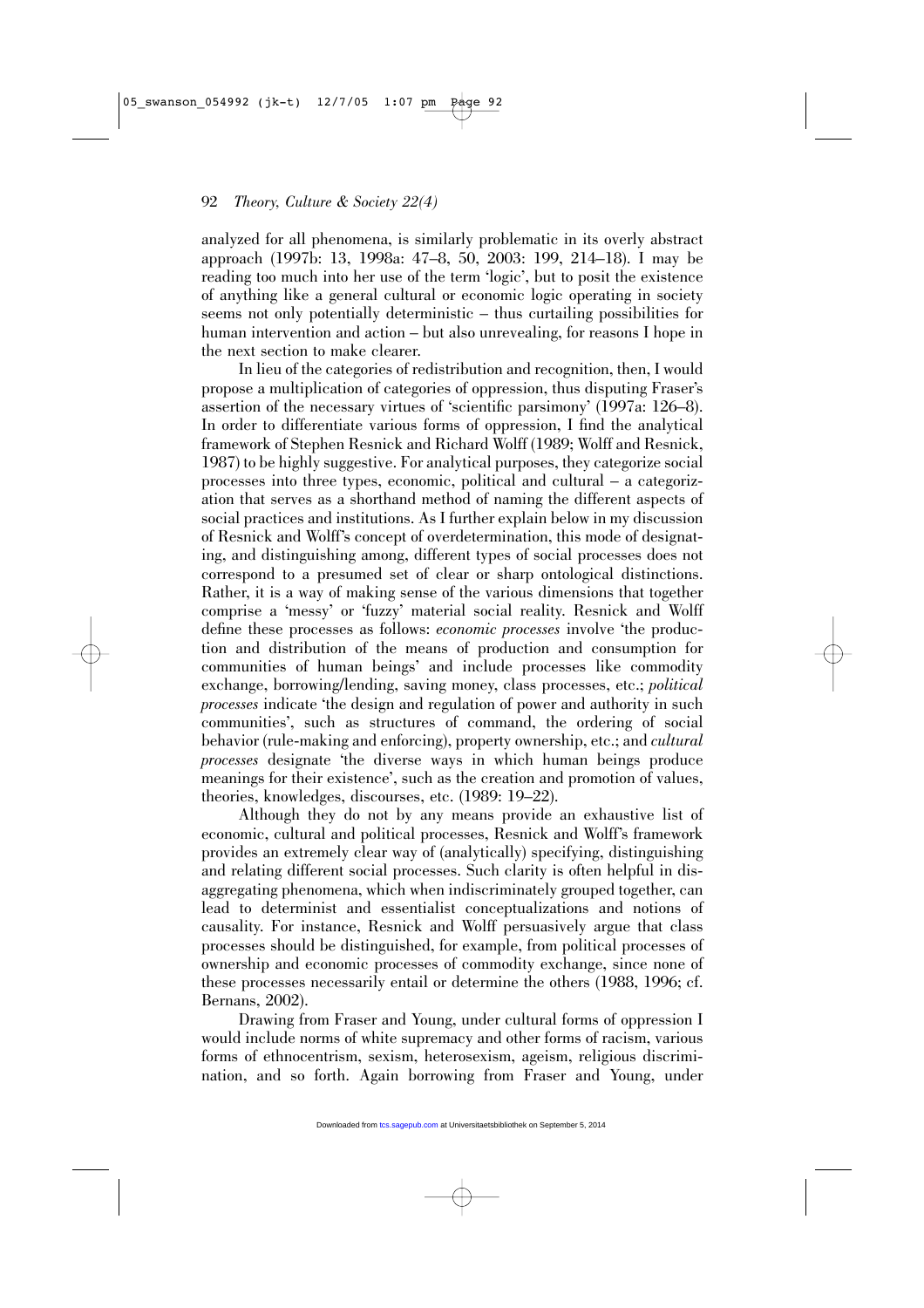analyzed for all phenomena, is similarly problematic in its overly abstract approach (1997b: 13, 1998a: 47–8, 50, 2003: 199, 214–18). I may be reading too much into her use of the term 'logic', but to posit the existence of anything like a general cultural or economic logic operating in society seems not only potentially deterministic – thus curtailing possibilities for human intervention and action – but also unrevealing, for reasons I hope in the next section to make clearer.

In lieu of the categories of redistribution and recognition, then, I would propose a multiplication of categories of oppression, thus disputing Fraser's assertion of the necessary virtues of 'scientific parsimony' (1997a: 126–8). In order to differentiate various forms of oppression, I find the analytical framework of Stephen Resnick and Richard Wolff (1989; Wolff and Resnick, 1987) to be highly suggestive. For analytical purposes, they categorize social processes into three types, economic, political and cultural – a categorization that serves as a shorthand method of naming the different aspects of social practices and institutions. As I further explain below in my discussion of Resnick and Wolff's concept of overdetermination, this mode of designating, and distinguishing among, different types of social processes does not correspond to a presumed set of clear or sharp ontological distinctions. Rather, it is a way of making sense of the various dimensions that together comprise a 'messy' or 'fuzzy' material social reality. Resnick and Wolff define these processes as follows: *economic processes* involve 'the production and distribution of the means of production and consumption for communities of human beings' and include processes like commodity exchange, borrowing/lending, saving money, class processes, etc.; *political processes* indicate 'the design and regulation of power and authority in such communities', such as structures of command, the ordering of social behavior (rule-making and enforcing), property ownership, etc.; and *cultural processes* designate 'the diverse ways in which human beings produce meanings for their existence', such as the creation and promotion of values, theories, knowledges, discourses, etc. (1989: 19–22).

Although they do not by any means provide an exhaustive list of economic, cultural and political processes, Resnick and Wolff's framework provides an extremely clear way of (analytically) specifying, distinguishing and relating different social processes. Such clarity is often helpful in disaggregating phenomena, which when indiscriminately grouped together, can lead to determinist and essentialist conceptualizations and notions of causality. For instance, Resnick and Wolff persuasively argue that class processes should be distinguished, for example, from political processes of ownership and economic processes of commodity exchange, since none of these processes necessarily entail or determine the others (1988, 1996; cf. Bernans, 2002).

Drawing from Fraser and Young, under cultural forms of oppression I would include norms of white supremacy and other forms of racism, various forms of ethnocentrism, sexism, heterosexism, ageism, religious discrimination, and so forth. Again borrowing from Fraser and Young, under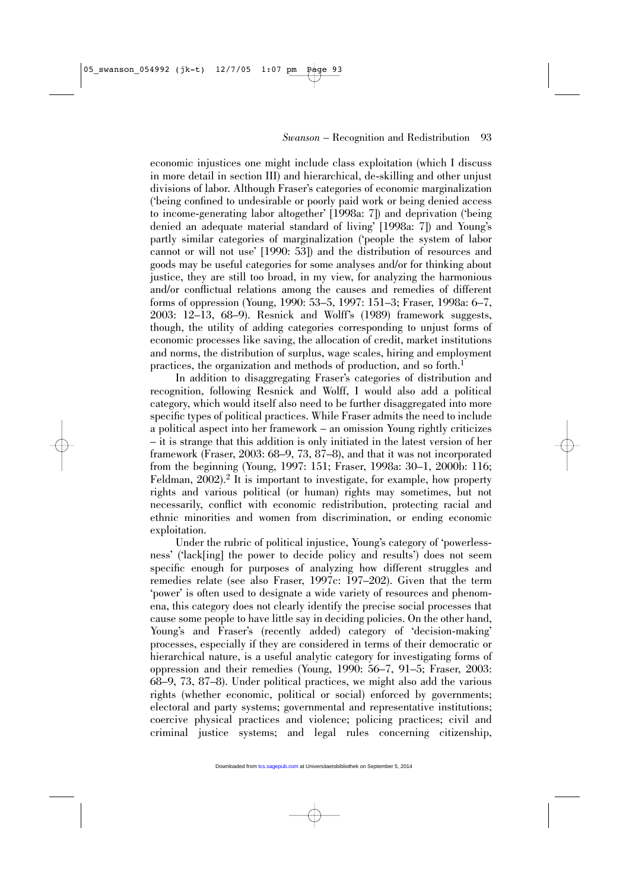economic injustices one might include class exploitation (which I discuss in more detail in section III) and hierarchical, de-skilling and other unjust divisions of labor. Although Fraser's categories of economic marginalization ('being confined to undesirable or poorly paid work or being denied access to income-generating labor altogether' [1998a: 7]) and deprivation ('being denied an adequate material standard of living' [1998a: 7]) and Young's partly similar categories of marginalization ('people the system of labor cannot or will not use' [1990: 53]) and the distribution of resources and goods may be useful categories for some analyses and/or for thinking about justice, they are still too broad, in my view, for analyzing the harmonious and/or conflictual relations among the causes and remedies of different forms of oppression (Young, 1990: 53–5, 1997: 151–3; Fraser, 1998a: 6–7, 2003: 12–13, 68–9). Resnick and Wolff's (1989) framework suggests, though, the utility of adding categories corresponding to unjust forms of economic processes like saving, the allocation of credit, market institutions and norms, the distribution of surplus, wage scales, hiring and employment practices, the organization and methods of production, and so forth.[1]

In addition to disaggregating Fraser's categories of distribution and recognition, following Resnick and Wolff, I would also add a political category, which would itself also need to be further disaggregated into more specific types of political practices. While Fraser admits the need to include a political aspect into her framework – an omission Young rightly criticizes – it is strange that this addition is only initiated in the latest version of her framework (Fraser, 2003: 68–9, 73, 87–8), and that it was not incorporated from the beginning (Young, 1997: 151; Fraser, 1998a: 30–1, 2000b: 116; Feldman, 2002).[2] It is important to investigate, for example, how property rights and various political (or human) rights may sometimes, but not necessarily, conflict with economic redistribution, protecting racial and ethnic minorities and women from discrimination, or ending economic exploitation.

Under the rubric of political injustice, Young's category of 'powerlessness' ('lack[ing] the power to decide policy and results') does not seem specific enough for purposes of analyzing how different struggles and remedies relate (see also Fraser, 1997c: 197–202). Given that the term 'power' is often used to designate a wide variety of resources and phenomena, this category does not clearly identify the precise social processes that cause some people to have little say in deciding policies. On the other hand, Young's and Fraser's (recently added) category of 'decision-making' processes, especially if they are considered in terms of their democratic or hierarchical nature, is a useful analytic category for investigating forms of oppression and their remedies (Young, 1990: 56–7, 91–5; Fraser, 2003: 68–9, 73, 87–8). Under political practices, we might also add the various rights (whether economic, political or social) enforced by governments; electoral and party systems; governmental and representative institutions; coercive physical practices and violence; policing practices; civil and criminal justice systems; and legal rules concerning citizenship,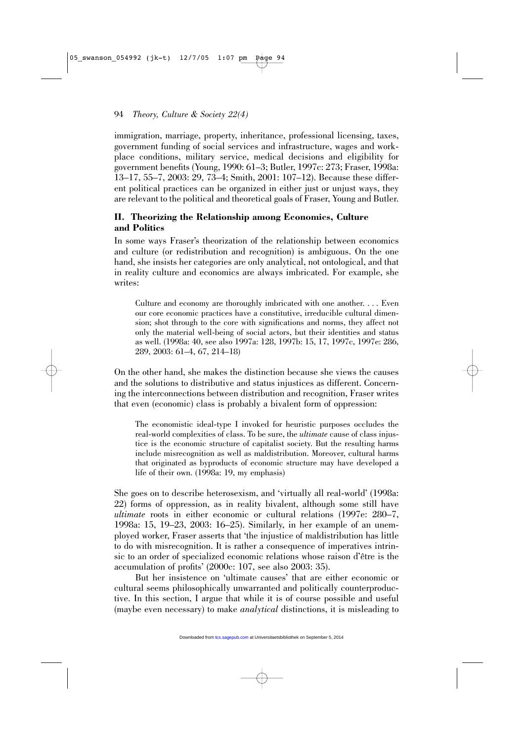immigration, marriage, property, inheritance, professional licensing, taxes, government funding of social services and infrastructure, wages and workplace conditions, military service, medical decisions and eligibility for government benefits (Young, 1990: 61–3; Butler, 1997c: 273; Fraser, 1998a: 13–17, 55–7, 2003: 29, 73–4; Smith, 2001: 107–12). Because these different political practices can be organized in either just or unjust ways, they are relevant to the political and theoretical goals of Fraser, Young and Butler.

## II. Theorizing the Relationship among Economics, Culture and Politics

In some ways Fraser's theorization of the relationship between economics and culture (or redistribution and recognition) is ambiguous. On the one hand, she insists her categories are only analytical, not ontological, and that in reality culture and economics are always imbricated. For example, she writes:

> Culture and economy are thoroughly imbricated with one another. . . . Even our core economic practices have a constitutive, irreducible cultural dimension; shot through to the core with significations and norms, they affect not only the material well-being of social actors, but their identities and status as well. (1998a: 40, see also 1997a: 128, 1997b: 15, 17, 1997c, 1997e: 286, 289, 2003: 61–4, 67, 214–18)

On the other hand, she makes the distinction because she views the causes and the solutions to distributive and status injustices as different. Concerning the interconnections between distribution and recognition, Fraser writes that even (economic) class is probably a bivalent form of oppression:

> The economistic ideal-type I invoked for heuristic purposes occludes the real-world complexities of class. To be sure, the *ultimate* cause of class injustice is the economic structure of capitalist society. But the resulting harms include misrecognition as well as maldistribution. Moreover, cultural harms that originated as byproducts of economic structure may have developed a life of their own. (1998a: 19, my emphasis)

She goes on to describe heterosexism, and 'virtually all real-world' (1998a: 22) forms of oppression, as in reality bivalent, although some still have *ultimate* roots in either economic or cultural relations (1997e: 280–7, 1998a: 15, 19–23, 2003: 16–25). Similarly, in her example of an unemployed worker, Fraser asserts that 'the injustice of maldistribution has little to do with misrecognition. It is rather a consequence of imperatives intrinsic to an order of specialized economic relations whose raison d'être is the accumulation of profits' (2000c: 107, see also 2003: 35).

But her insistence on 'ultimate causes' that are either economic or cultural seems philosophically unwarranted and politically counterproductive. In this section, I argue that while it is of course possible and useful (maybe even necessary) to make *analytical* distinctions, it is misleading to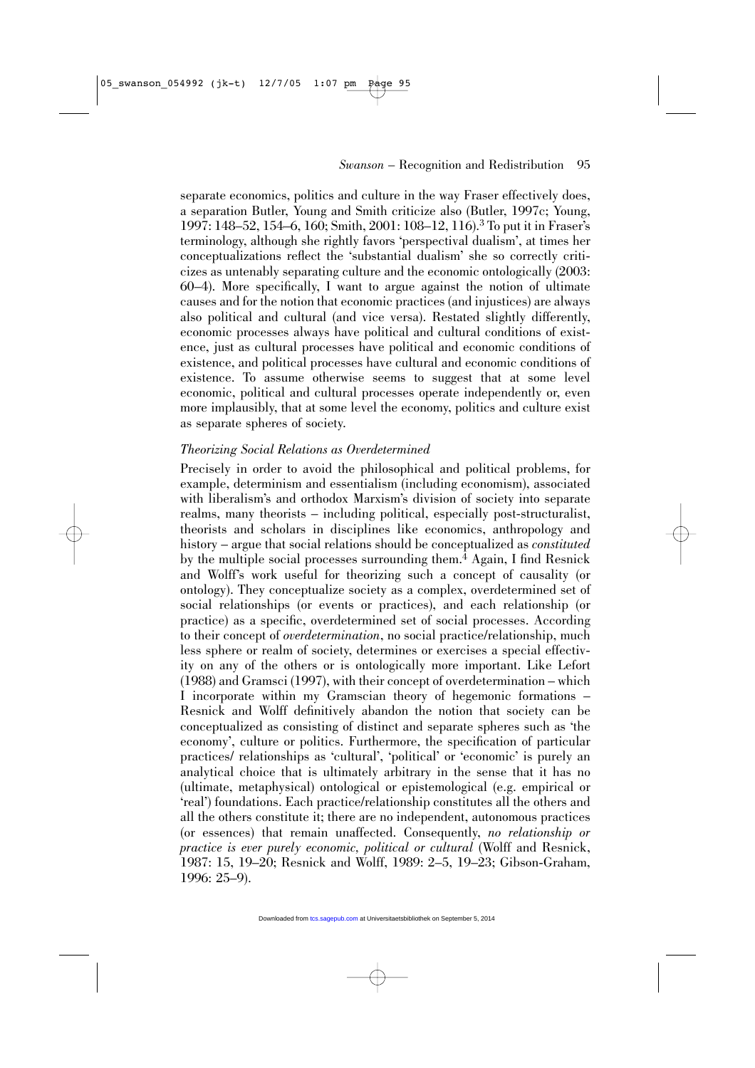separate economics, politics and culture in the way Fraser effectively does, a separation Butler, Young and Smith criticize also (Butler, 1997c; Young, 1997: 148–52, 154–6, 160; Smith, 2001: 108–12, 116).[3] To put it in Fraser's terminology, although she rightly favors 'perspectival dualism', at times her conceptualizations reflect the 'substantial dualism' she so correctly criticizes as untenably separating culture and the economic ontologically (2003: 60–4). More specifically, I want to argue against the notion of ultimate causes and for the notion that economic practices (and injustices) are always also political and cultural (and vice versa). Restated slightly differently, economic processes always have political and cultural conditions of existence, just as cultural processes have political and economic conditions of existence, and political processes have cultural and economic conditions of existence. To assume otherwise seems to suggest that at some level economic, political and cultural processes operate independently or, even more implausibly, that at some level the economy, politics and culture exist as separate spheres of society.

### *Theorizing Social Relations as Overdetermined*

Precisely in order to avoid the philosophical and political problems, for example, determinism and essentialism (including economism), associated with liberalism's and orthodox Marxism's division of society into separate realms, many theorists – including political, especially post-structuralist, theorists and scholars in disciplines like economics, anthropology and history – argue that social relations should be conceptualized as *constituted* by the multiple social processes surrounding them.[4] Again, I find Resnick and Wolff's work useful for theorizing such a concept of causality (or ontology). They conceptualize society as a complex, overdetermined set of social relationships (or events or practices), and each relationship (or practice) as a specific, overdetermined set of social processes. According to their concept of *overdetermination*, no social practice/relationship, much less sphere or realm of society, determines or exercises a special effectivity on any of the others or is ontologically more important. Like Lefort (1988) and Gramsci (1997), with their concept of overdetermination – which I incorporate within my Gramscian theory of hegemonic formations – Resnick and Wolff definitively abandon the notion that society can be conceptualized as consisting of distinct and separate spheres such as 'the economy', culture or politics. Furthermore, the specification of particular practices/ relationships as 'cultural', 'political' or 'economic' is purely an analytical choice that is ultimately arbitrary in the sense that it has no (ultimate, metaphysical) ontological or epistemological (e.g. empirical or 'real') foundations. Each practice/relationship constitutes all the others and all the others constitute it; there are no independent, autonomous practices (or essences) that remain unaffected. Consequently, *no relationship or practice is ever purely economic, political or cultural* (Wolff and Resnick, 1987: 15, 19–20; Resnick and Wolff, 1989: 2–5, 19–23; Gibson-Graham, 1996: 25–9).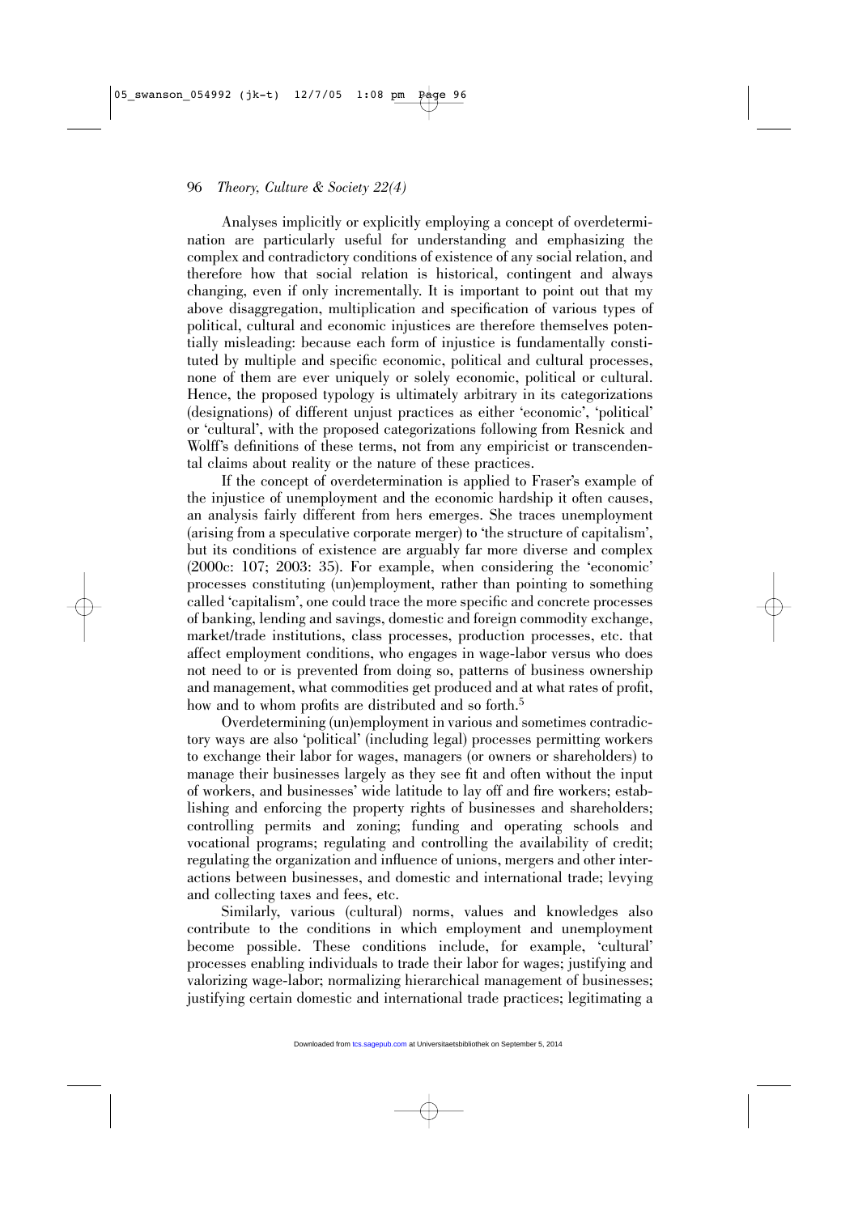Analyses implicitly or explicitly employing a concept of overdetermination are particularly useful for understanding and emphasizing the complex and contradictory conditions of existence of any social relation, and therefore how that social relation is historical, contingent and always changing, even if only incrementally. It is important to point out that my above disaggregation, multiplication and specification of various types of political, cultural and economic injustices are therefore themselves potentially misleading: because each form of injustice is fundamentally constituted by multiple and specific economic, political and cultural processes, none of them are ever uniquely or solely economic, political or cultural. Hence, the proposed typology is ultimately arbitrary in its categorizations (designations) of different unjust practices as either 'economic', 'political' or 'cultural', with the proposed categorizations following from Resnick and Wolff's definitions of these terms, not from any empiricist or transcendental claims about reality or the nature of these practices.

If the concept of overdetermination is applied to Fraser's example of the injustice of unemployment and the economic hardship it often causes, an analysis fairly different from hers emerges. She traces unemployment (arising from a speculative corporate merger) to 'the structure of capitalism', but its conditions of existence are arguably far more diverse and complex (2000c: 107; 2003: 35). For example, when considering the 'economic' processes constituting (un)employment, rather than pointing to something called 'capitalism', one could trace the more specific and concrete processes of banking, lending and savings, domestic and foreign commodity exchange, market/trade institutions, class processes, production processes, etc. that affect employment conditions, who engages in wage-labor versus who does not need to or is prevented from doing so, patterns of business ownership and management, what commodities get produced and at what rates of profit, how and to whom profits are distributed and so forth.[5]

Overdetermining (un)employment in various and sometimes contradictory ways are also 'political' (including legal) processes permitting workers to exchange their labor for wages, managers (or owners or shareholders) to manage their businesses largely as they see fit and often without the input of workers, and businesses' wide latitude to lay off and fire workers; establishing and enforcing the property rights of businesses and shareholders; controlling permits and zoning; funding and operating schools and vocational programs; regulating and controlling the availability of credit; regulating the organization and influence of unions, mergers and other interactions between businesses, and domestic and international trade; levying and collecting taxes and fees, etc.

Similarly, various (cultural) norms, values and knowledges also contribute to the conditions in which employment and unemployment become possible. These conditions include, for example, 'cultural' processes enabling individuals to trade their labor for wages; justifying and valorizing wage-labor; normalizing hierarchical management of businesses; justifying certain domestic and international trade practices; legitimating a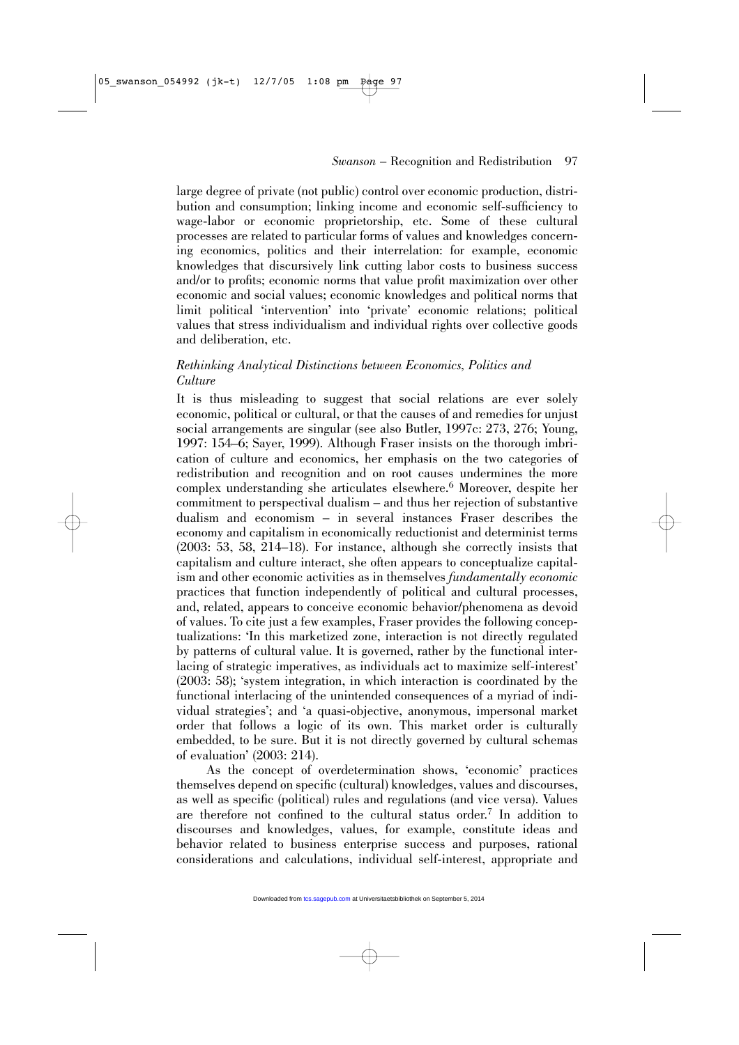large degree of private (not public) control over economic production, distribution and consumption; linking income and economic self-sufficiency to wage-labor or economic proprietorship, etc. Some of these cultural processes are related to particular forms of values and knowledges concerning economics, politics and their interrelation: for example, economic knowledges that discursively link cutting labor costs to business success and/or to profits; economic norms that value profit maximization over other economic and social values; economic knowledges and political norms that limit political 'intervention' into 'private' economic relations; political values that stress individualism and individual rights over collective goods and deliberation, etc.

### *Rethinking Analytical Distinctions between Economics, Politics and Culture*

It is thus misleading to suggest that social relations are ever solely economic, political or cultural, or that the causes of and remedies for unjust social arrangements are singular (see also Butler, 1997c: 273, 276; Young, 1997: 154–6; Sayer, 1999). Although Fraser insists on the thorough imbrication of culture and economics, her emphasis on the two categories of redistribution and recognition and on root causes undermines the more complex understanding she articulates elsewhere.[6] Moreover, despite her commitment to perspectival dualism – and thus her rejection of substantive dualism and economism – in several instances Fraser describes the economy and capitalism in economically reductionist and determinist terms (2003: 53, 58, 214–18). For instance, although she correctly insists that capitalism and culture interact, she often appears to conceptualize capitalism and other economic activities as in themselves *fundamentally economic* practices that function independently of political and cultural processes, and, related, appears to conceive economic behavior/phenomena as devoid of values. To cite just a few examples, Fraser provides the following conceptualizations: 'In this marketized zone, interaction is not directly regulated by patterns of cultural value. It is governed, rather by the functional interlacing of strategic imperatives, as individuals act to maximize self-interest' (2003: 58); 'system integration, in which interaction is coordinated by the functional interlacing of the unintended consequences of a myriad of individual strategies'; and 'a quasi-objective, anonymous, impersonal market order that follows a logic of its own. This market order is culturally embedded, to be sure. But it is not directly governed by cultural schemas of evaluation' (2003: 214).

As the concept of overdetermination shows, 'economic' practices themselves depend on specific (cultural) knowledges, values and discourses, as well as specific (political) rules and regulations (and vice versa). Values are therefore not confined to the cultural status order.[7] In addition to discourses and knowledges, values, for example, constitute ideas and behavior related to business enterprise success and purposes, rational considerations and calculations, individual self-interest, appropriate and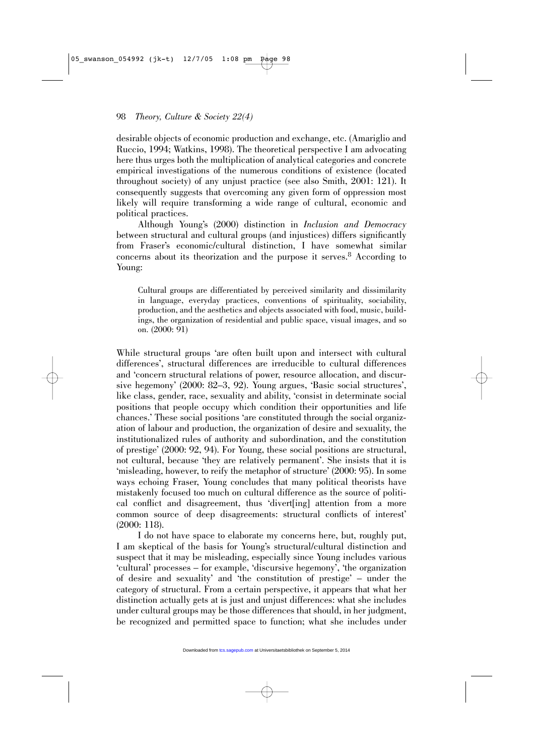desirable objects of economic production and exchange, etc. (Amariglio and Ruccio, 1994; Watkins, 1998). The theoretical perspective I am advocating here thus urges both the multiplication of analytical categories and concrete empirical investigations of the numerous conditions of existence (located throughout society) of any unjust practice (see also Smith, 2001: 121). It consequently suggests that overcoming any given form of oppression most likely will require transforming a wide range of cultural, economic and political practices.

Although Young's (2000) distinction in *Inclusion and Democracy* between structural and cultural groups (and injustices) differs significantly from Fraser's economic/cultural distinction, I have somewhat similar concerns about its theorization and the purpose it serves.[8] According to Young:

> Cultural groups are differentiated by perceived similarity and dissimilarity in language, everyday practices, conventions of spirituality, sociability, production, and the aesthetics and objects associated with food, music, buildings, the organization of residential and public space, visual images, and so on. (2000: 91)

While structural groups 'are often built upon and intersect with cultural differences', structural differences are irreducible to cultural differences and 'concern structural relations of power, resource allocation, and discursive hegemony' (2000: 82–3, 92). Young argues, 'Basic social structures', like class, gender, race, sexuality and ability, 'consist in determinate social positions that people occupy which condition their opportunities and life chances.' These social positions 'are constituted through the social organization of labour and production, the organization of desire and sexuality, the institutionalized rules of authority and subordination, and the constitution of prestige' (2000: 92, 94). For Young, these social positions are structural, not cultural, because 'they are relatively permanent'. She insists that it is 'misleading, however, to reify the metaphor of structure' (2000: 95). In some ways echoing Fraser, Young concludes that many political theorists have mistakenly focused too much on cultural difference as the source of political conflict and disagreement, thus 'divert[ing] attention from a more common source of deep disagreements: structural conflicts of interest' (2000: 118).

I do not have space to elaborate my concerns here, but, roughly put, I am skeptical of the basis for Young's structural/cultural distinction and suspect that it may be misleading, especially since Young includes various 'cultural' processes – for example, 'discursive hegemony', 'the organization of desire and sexuality' and 'the constitution of prestige' – under the category of structural. From a certain perspective, it appears that what her distinction actually gets at is just and unjust differences: what she includes under cultural groups may be those differences that should, in her judgment, be recognized and permitted space to function; what she includes under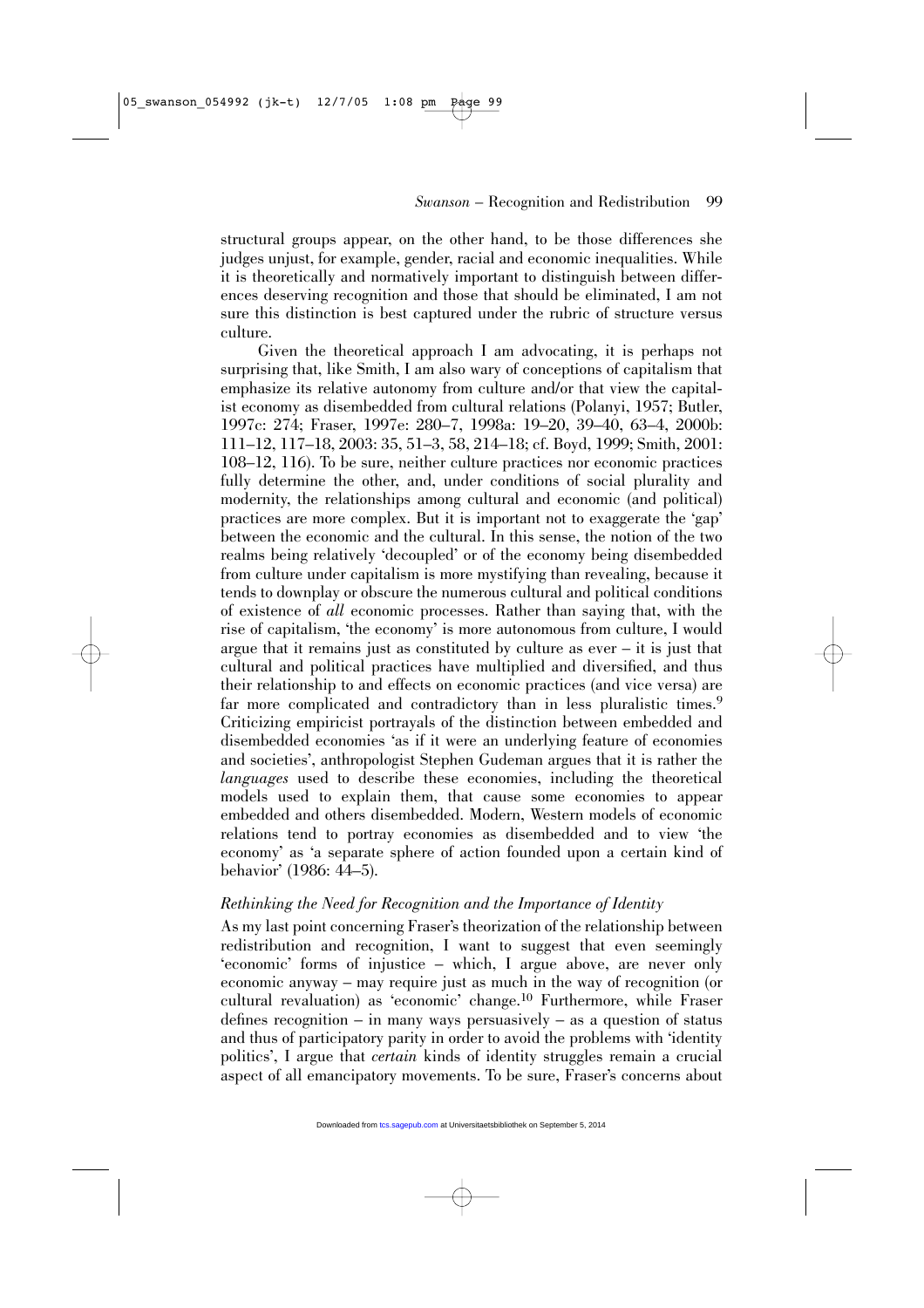structural groups appear, on the other hand, to be those differences she judges unjust, for example, gender, racial and economic inequalities. While it is theoretically and normatively important to distinguish between differences deserving recognition and those that should be eliminated, I am not sure this distinction is best captured under the rubric of structure versus culture.

Given the theoretical approach I am advocating, it is perhaps not surprising that, like Smith, I am also wary of conceptions of capitalism that emphasize its relative autonomy from culture and/or that view the capitalist economy as disembedded from cultural relations (Polanyi, 1957; Butler, 1997c: 274; Fraser, 1997e: 280–7, 1998a: 19–20, 39–40, 63–4, 2000b: 111–12, 117–18, 2003: 35, 51–3, 58, 214–18; cf. Boyd, 1999; Smith, 2001: 108–12, 116). To be sure, neither culture practices nor economic practices fully determine the other, and, under conditions of social plurality and modernity, the relationships among cultural and economic (and political) practices are more complex. But it is important not to exaggerate the 'gap' between the economic and the cultural. In this sense, the notion of the two realms being relatively 'decoupled' or of the economy being disembedded from culture under capitalism is more mystifying than revealing, because it tends to downplay or obscure the numerous cultural and political conditions of existence of *all* economic processes. Rather than saying that, with the rise of capitalism, 'the economy' is more autonomous from culture, I would argue that it remains just as constituted by culture as ever – it is just that cultural and political practices have multiplied and diversified, and thus their relationship to and effects on economic practices (and vice versa) are far more complicated and contradictory than in less pluralistic times.[9] Criticizing empiricist portrayals of the distinction between embedded and disembedded economies 'as if it were an underlying feature of economies and societies', anthropologist Stephen Gudeman argues that it is rather the *languages* used to describe these economies, including the theoretical models used to explain them, that cause some economies to appear embedded and others disembedded. Modern, Western models of economic relations tend to portray economies as disembedded and to view 'the economy' as 'a separate sphere of action founded upon a certain kind of behavior' (1986: 44–5).

### *Rethinking the Need for Recognition and the Importance of Identity*

As my last point concerning Fraser's theorization of the relationship between redistribution and recognition, I want to suggest that even seemingly 'economic' forms of injustice – which, I argue above, are never only economic anyway – may require just as much in the way of recognition (or cultural revaluation) as 'economic' change.[10] Furthermore, while Fraser defines recognition – in many ways persuasively – as a question of status and thus of participatory parity in order to avoid the problems with 'identity politics', I argue that *certain* kinds of identity struggles remain a crucial aspect of all emancipatory movements. To be sure, Fraser's concerns about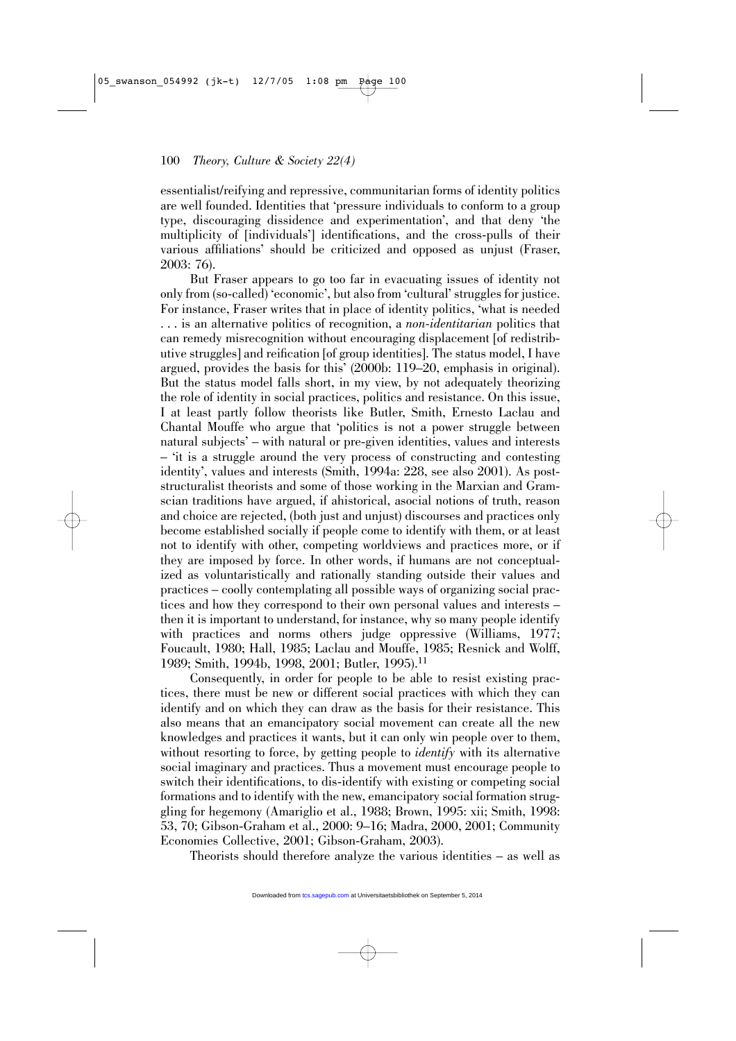essentialist/reifying and repressive, communitarian forms of identity politics are well founded. Identities that 'pressure individuals to conform to a group type, discouraging dissidence and experimentation', and that deny 'the multiplicity of [individuals'] identifications, and the cross-pulls of their various affiliations' should be criticized and opposed as unjust (Fraser, 2003: 76).

But Fraser appears to go too far in evacuating issues of identity not only from (so-called) 'economic', but also from 'cultural' struggles for justice. For instance, Fraser writes that in place of identity politics, 'what is needed . . . is an alternative politics of recognition, a *non-identitarian* politics that can remedy misrecognition without encouraging displacement [of redistributive struggles] and reification [of group identities]. The status model, I have argued, provides the basis for this' (2000b: 119–20, emphasis in original). But the status model falls short, in my view, by not adequately theorizing the role of identity in social practices, politics and resistance. On this issue, I at least partly follow theorists like Butler, Smith, Ernesto Laclau and Chantal Mouffe who argue that 'politics is not a power struggle between natural subjects' – with natural or pre-given identities, values and interests – 'it is a struggle around the very process of constructing and contesting identity', values and interests (Smith, 1994a: 228, see also 2001). As poststructuralist theorists and some of those working in the Marxian and Gramscian traditions have argued, if ahistorical, asocial notions of truth, reason and choice are rejected, (both just and unjust) discourses and practices only become established socially if people come to identify with them, or at least not to identify with other, competing worldviews and practices more, or if they are imposed by force. In other words, if humans are not conceptualized as voluntaristically and rationally standing outside their values and practices – coolly contemplating all possible ways of organizing social practices and how they correspond to their own personal values and interests – then it is important to understand, for instance, why so many people identify with practices and norms others judge oppressive (Williams, 1977; Foucault, 1980; Hall, 1985; Laclau and Mouffe, 1985; Resnick and Wolff, 1989; Smith, 1994b, 1998, 2001; Butler, 1995).[11]

Consequently, in order for people to be able to resist existing practices, there must be new or different social practices with which they can identify and on which they can draw as the basis for their resistance. This also means that an emancipatory social movement can create all the new knowledges and practices it wants, but it can only win people over to them, without resorting to force, by getting people to *identify* with its alternative social imaginary and practices. Thus a movement must encourage people to switch their identifications, to dis-identify with existing or competing social formations and to identify with the new, emancipatory social formation struggling for hegemony (Amariglio et al., 1988; Brown, 1995: xii; Smith, 1998: 53, 70; Gibson-Graham et al., 2000: 9–16; Madra, 2000, 2001; Community Economies Collective, 2001; Gibson-Graham, 2003).

Theorists should therefore analyze the various identities – as well as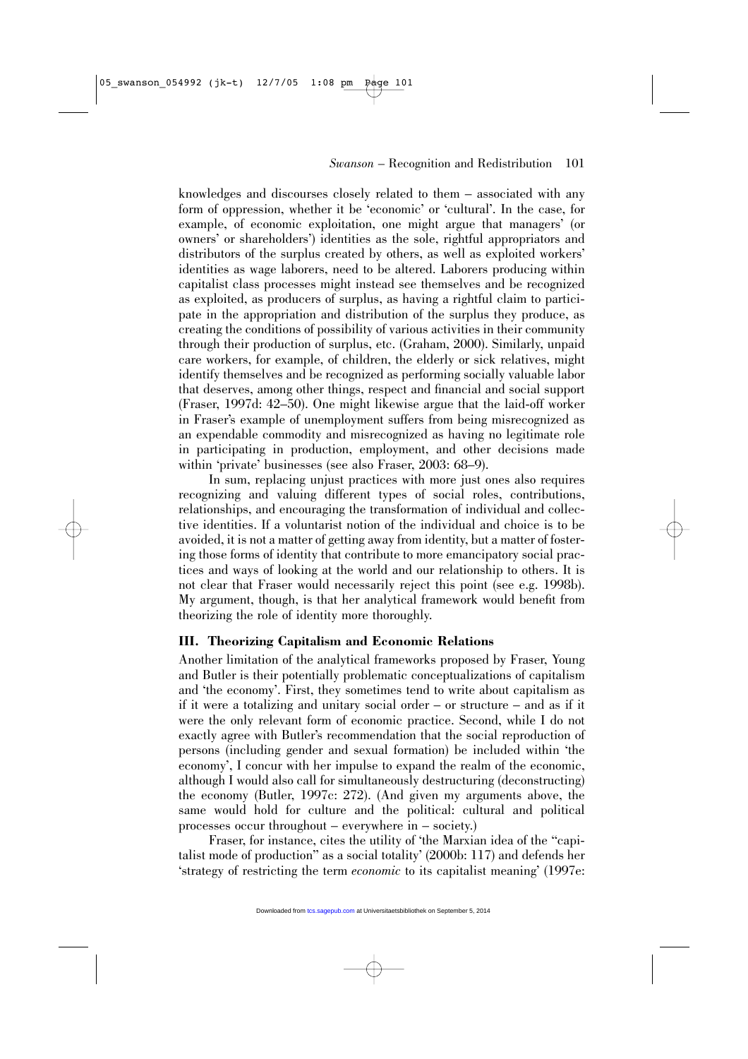knowledges and discourses closely related to them – associated with any form of oppression, whether it be 'economic' or 'cultural'. In the case, for example, of economic exploitation, one might argue that managers' (or owners' or shareholders') identities as the sole, rightful appropriators and distributors of the surplus created by others, as well as exploited workers' identities as wage laborers, need to be altered. Laborers producing within capitalist class processes might instead see themselves and be recognized as exploited, as producers of surplus, as having a rightful claim to participate in the appropriation and distribution of the surplus they produce, as creating the conditions of possibility of various activities in their community through their production of surplus, etc. (Graham, 2000). Similarly, unpaid care workers, for example, of children, the elderly or sick relatives, might identify themselves and be recognized as performing socially valuable labor that deserves, among other things, respect and financial and social support (Fraser, 1997d: 42–50). One might likewise argue that the laid-off worker in Fraser's example of unemployment suffers from being misrecognized as an expendable commodity and misrecognized as having no legitimate role in participating in production, employment, and other decisions made within 'private' businesses (see also Fraser, 2003: 68–9).

In sum, replacing unjust practices with more just ones also requires recognizing and valuing different types of social roles, contributions, relationships, and encouraging the transformation of individual and collective identities. If a voluntarist notion of the individual and choice is to be avoided, it is not a matter of getting away from identity, but a matter of fostering those forms of identity that contribute to more emancipatory social practices and ways of looking at the world and our relationship to others. It is not clear that Fraser would necessarily reject this point (see e.g. 1998b). My argument, though, is that her analytical framework would benefit from theorizing the role of identity more thoroughly.

## III. Theorizing Capitalism and Economic Relations

Another limitation of the analytical frameworks proposed by Fraser, Young and Butler is their potentially problematic conceptualizations of capitalism and 'the economy'. First, they sometimes tend to write about capitalism as if it were a totalizing and unitary social order – or structure – and as if it were the only relevant form of economic practice. Second, while I do not exactly agree with Butler's recommendation that the social reproduction of persons (including gender and sexual formation) be included within 'the economy', I concur with her impulse to expand the realm of the economic, although I would also call for simultaneously destructuring (deconstructing) the economy (Butler, 1997c: 272). (And given my arguments above, the same would hold for culture and the political: cultural and political processes occur throughout – everywhere in – society.)

Fraser, for instance, cites the utility of 'the Marxian idea of the "capitalist mode of production" as a social totality' (2000b: 117) and defends her 'strategy of restricting the term *economic* to its capitalist meaning' (1997e: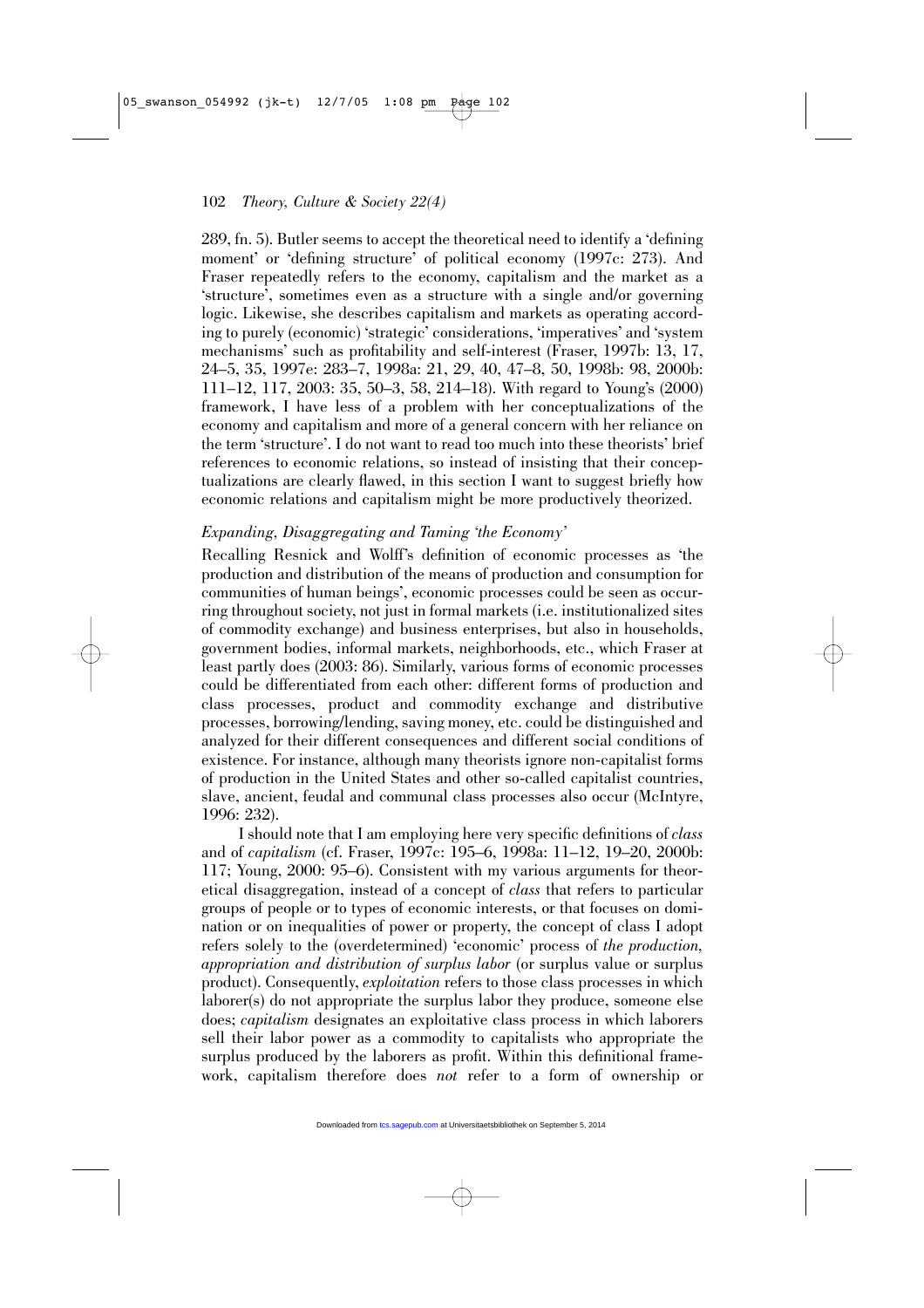289, fn. 5). Butler seems to accept the theoretical need to identify a 'defining moment' or 'defining structure' of political economy (1997c: 273). And Fraser repeatedly refers to the economy, capitalism and the market as a 'structure', sometimes even as a structure with a single and/or governing logic. Likewise, she describes capitalism and markets as operating according to purely (economic) 'strategic' considerations, 'imperatives' and 'system mechanisms' such as profitability and self-interest (Fraser, 1997b: 13, 17, 24–5, 35, 1997e: 283–7, 1998a: 21, 29, 40, 47–8, 50, 1998b: 98, 2000b: 111–12, 117, 2003: 35, 50–3, 58, 214–18). With regard to Young's (2000) framework, I have less of a problem with her conceptualizations of the economy and capitalism and more of a general concern with her reliance on the term 'structure'. I do not want to read too much into these theorists' brief references to economic relations, so instead of insisting that their conceptualizations are clearly flawed, in this section I want to suggest briefly how economic relations and capitalism might be more productively theorized.

### *Expanding, Disaggregating and Taming 'the Economy'*

Recalling Resnick and Wolff's definition of economic processes as 'the production and distribution of the means of production and consumption for communities of human beings', economic processes could be seen as occurring throughout society, not just in formal markets (i.e. institutionalized sites of commodity exchange) and business enterprises, but also in households, government bodies, informal markets, neighborhoods, etc., which Fraser at least partly does (2003: 86). Similarly, various forms of economic processes could be differentiated from each other: different forms of production and class processes, product and commodity exchange and distributive processes, borrowing/lending, saving money, etc. could be distinguished and analyzed for their different consequences and different social conditions of existence. For instance, although many theorists ignore non-capitalist forms of production in the United States and other so-called capitalist countries, slave, ancient, feudal and communal class processes also occur (McIntyre, 1996: 232).

I should note that I am employing here very specific definitions of *class* and of *capitalism* (cf. Fraser, 1997c: 195–6, 1998a: 11–12, 19–20, 2000b: 117; Young, 2000: 95–6). Consistent with my various arguments for theoretical disaggregation, instead of a concept of *class* that refers to particular groups of people or to types of economic interests, or that focuses on domination or on inequalities of power or property, the concept of class I adopt refers solely to the (overdetermined) 'economic' process of *the production, appropriation and distribution of surplus labor* (or surplus value or surplus product). Consequently, *exploitation* refers to those class processes in which laborer(s) do not appropriate the surplus labor they produce, someone else does; *capitalism* designates an exploitative class process in which laborers sell their labor power as a commodity to capitalists who appropriate the surplus produced by the laborers as profit. Within this definitional framework, capitalism therefore does *not* refer to a form of ownership or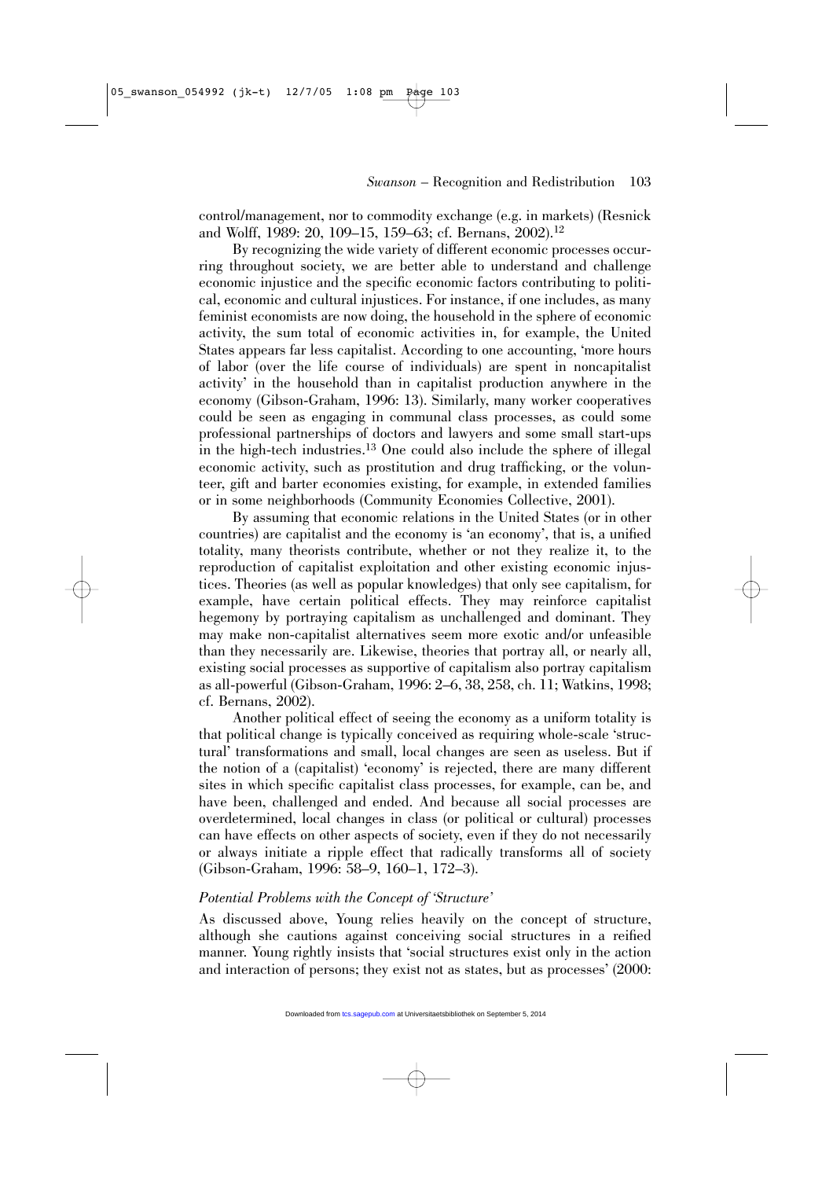control/management, nor to commodity exchange (e.g. in markets) (Resnick and Wolff, 1989: 20, 109–15, 159–63; cf. Bernans, 2002).[12]

By recognizing the wide variety of different economic processes occurring throughout society, we are better able to understand and challenge economic injustice and the specific economic factors contributing to political, economic and cultural injustices. For instance, if one includes, as many feminist economists are now doing, the household in the sphere of economic activity, the sum total of economic activities in, for example, the United States appears far less capitalist. According to one accounting, 'more hours of labor (over the life course of individuals) are spent in noncapitalist activity' in the household than in capitalist production anywhere in the economy (Gibson-Graham, 1996: 13). Similarly, many worker cooperatives could be seen as engaging in communal class processes, as could some professional partnerships of doctors and lawyers and some small start-ups in the high-tech industries.[13] One could also include the sphere of illegal economic activity, such as prostitution and drug trafficking, or the volunteer, gift and barter economies existing, for example, in extended families or in some neighborhoods (Community Economies Collective, 2001).

By assuming that economic relations in the United States (or in other countries) are capitalist and the economy is 'an economy', that is, a unified totality, many theorists contribute, whether or not they realize it, to the reproduction of capitalist exploitation and other existing economic injustices. Theories (as well as popular knowledges) that only see capitalism, for example, have certain political effects. They may reinforce capitalist hegemony by portraying capitalism as unchallenged and dominant. They may make non-capitalist alternatives seem more exotic and/or unfeasible than they necessarily are. Likewise, theories that portray all, or nearly all, existing social processes as supportive of capitalism also portray capitalism as all-powerful (Gibson-Graham, 1996: 2–6, 38, 258, ch. 11; Watkins, 1998; cf. Bernans, 2002).

Another political effect of seeing the economy as a uniform totality is that political change is typically conceived as requiring whole-scale 'structural' transformations and small, local changes are seen as useless. But if the notion of a (capitalist) 'economy' is rejected, there are many different sites in which specific capitalist class processes, for example, can be, and have been, challenged and ended. And because all social processes are overdetermined, local changes in class (or political or cultural) processes can have effects on other aspects of society, even if they do not necessarily or always initiate a ripple effect that radically transforms all of society (Gibson-Graham, 1996: 58–9, 160–1, 172–3).

### *Potential Problems with the Concept of 'Structure'*

As discussed above, Young relies heavily on the concept of structure, although she cautions against conceiving social structures in a reified manner. Young rightly insists that 'social structures exist only in the action and interaction of persons; they exist not as states, but as processes' (2000: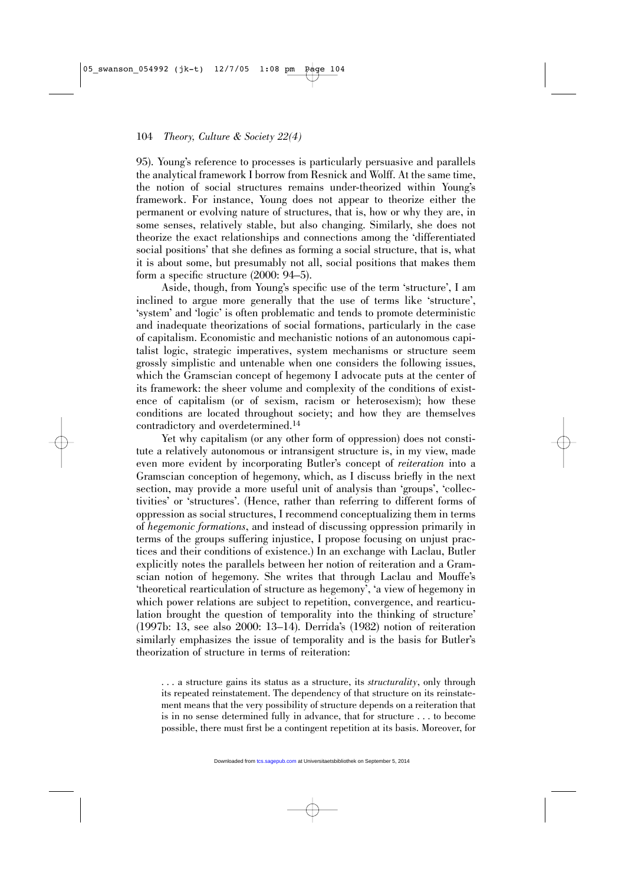95). Young's reference to processes is particularly persuasive and parallels the analytical framework I borrow from Resnick and Wolff. At the same time, the notion of social structures remains under-theorized within Young's framework. For instance, Young does not appear to theorize either the permanent or evolving nature of structures, that is, how or why they are, in some senses, relatively stable, but also changing. Similarly, she does not theorize the exact relationships and connections among the 'differentiated social positions' that she defines as forming a social structure, that is, what it is about some, but presumably not all, social positions that makes them form a specific structure (2000: 94–5).

Aside, though, from Young's specific use of the term 'structure', I am inclined to argue more generally that the use of terms like 'structure', 'system' and 'logic' is often problematic and tends to promote deterministic and inadequate theorizations of social formations, particularly in the case of capitalism. Economistic and mechanistic notions of an autonomous capitalist logic, strategic imperatives, system mechanisms or structure seem grossly simplistic and untenable when one considers the following issues, which the Gramscian concept of hegemony I advocate puts at the center of its framework: the sheer volume and complexity of the conditions of existence of capitalism (or of sexism, racism or heterosexism); how these conditions are located throughout society; and how they are themselves contradictory and overdetermined.[14]

Yet why capitalism (or any other form of oppression) does not constitute a relatively autonomous or intransigent structure is, in my view, made even more evident by incorporating Butler's concept of *reiteration* into a Gramscian conception of hegemony, which, as I discuss briefly in the next section, may provide a more useful unit of analysis than 'groups', 'collectivities' or 'structures'. (Hence, rather than referring to different forms of oppression as social structures, I recommend conceptualizing them in terms of *hegemonic formations*, and instead of discussing oppression primarily in terms of the groups suffering injustice, I propose focusing on unjust practices and their conditions of existence.) In an exchange with Laclau, Butler explicitly notes the parallels between her notion of reiteration and a Gramscian notion of hegemony. She writes that through Laclau and Mouffe's 'theoretical rearticulation of structure as hegemony', 'a view of hegemony in which power relations are subject to repetition, convergence, and rearticulation brought the question of temporality into the thinking of structure' (1997b: 13, see also 2000: 13–14). Derrida's (1982) notion of reiteration similarly emphasizes the issue of temporality and is the basis for Butler's theorization of structure in terms of reiteration:

> . . . a structure gains its status as a structure, its *structurality*, only through its repeated reinstatement. The dependency of that structure on its reinstatement means that the very possibility of structure depends on a reiteration that is in no sense determined fully in advance, that for structure . . . to become possible, there must first be a contingent repetition at its basis. Moreover, for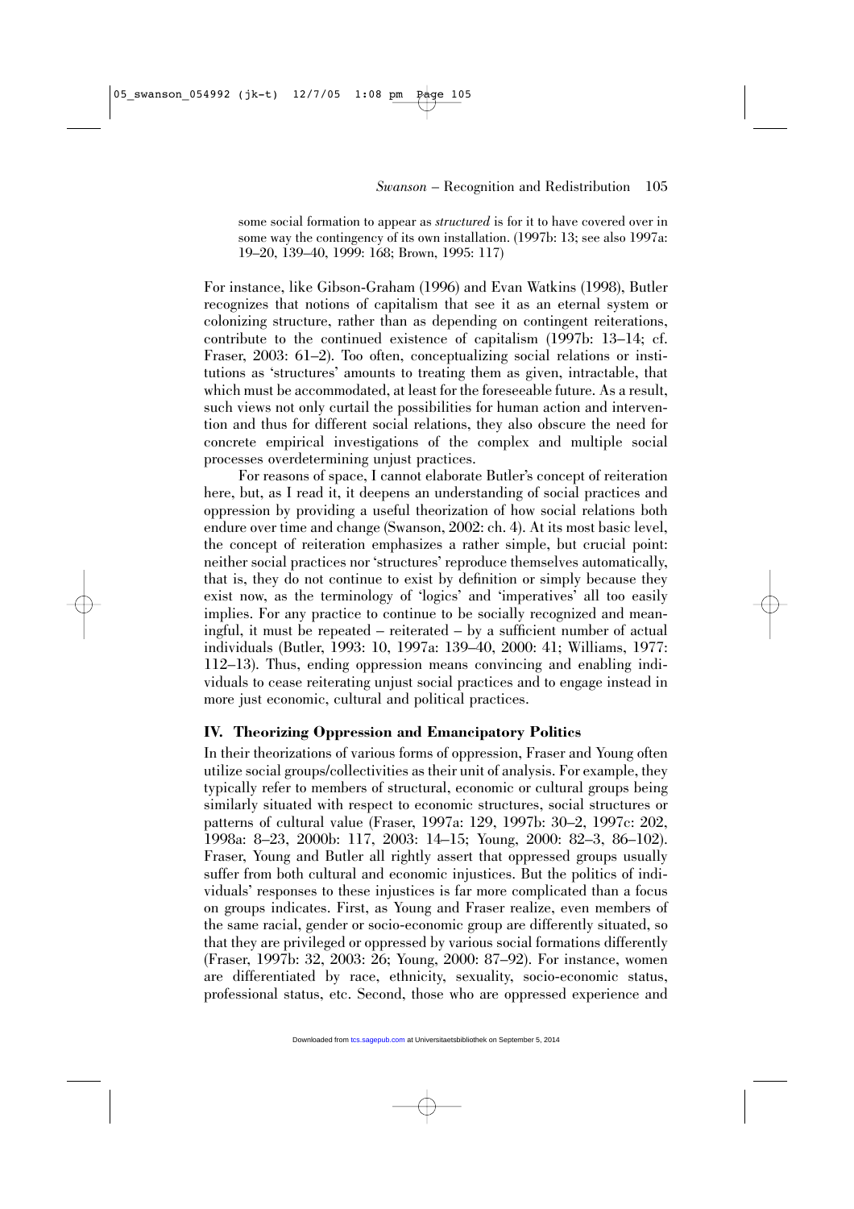some social formation to appear as *structured* is for it to have covered over in some way the contingency of its own installation. (1997b: 13; see also 1997a: 19–20, 139–40, 1999: 168; Brown, 1995: 117)

For instance, like Gibson-Graham (1996) and Evan Watkins (1998), Butler recognizes that notions of capitalism that see it as an eternal system or colonizing structure, rather than as depending on contingent reiterations, contribute to the continued existence of capitalism (1997b: 13–14; cf. Fraser, 2003: 61–2). Too often, conceptualizing social relations or institutions as 'structures' amounts to treating them as given, intractable, that which must be accommodated, at least for the foreseeable future. As a result, such views not only curtail the possibilities for human action and intervention and thus for different social relations, they also obscure the need for concrete empirical investigations of the complex and multiple social processes overdetermining unjust practices.

For reasons of space, I cannot elaborate Butler's concept of reiteration here, but, as I read it, it deepens an understanding of social practices and oppression by providing a useful theorization of how social relations both endure over time and change (Swanson, 2002: ch. 4). At its most basic level, the concept of reiteration emphasizes a rather simple, but crucial point: neither social practices nor 'structures' reproduce themselves automatically, that is, they do not continue to exist by definition or simply because they exist now, as the terminology of 'logics' and 'imperatives' all too easily implies. For any practice to continue to be socially recognized and meaningful, it must be repeated – reiterated – by a sufficient number of actual individuals (Butler, 1993: 10, 1997a: 139–40, 2000: 41; Williams, 1977: 112–13). Thus, ending oppression means convincing and enabling individuals to cease reiterating unjust social practices and to engage instead in more just economic, cultural and political practices.

## IV. Theorizing Oppression and Emancipatory Politics

In their theorizations of various forms of oppression, Fraser and Young often utilize social groups/collectivities as their unit of analysis. For example, they typically refer to members of structural, economic or cultural groups being similarly situated with respect to economic structures, social structures or patterns of cultural value (Fraser, 1997a: 129, 1997b: 30–2, 1997c: 202, 1998a: 8–23, 2000b: 117, 2003: 14–15; Young, 2000: 82–3, 86–102). Fraser, Young and Butler all rightly assert that oppressed groups usually suffer from both cultural and economic injustices. But the politics of individuals' responses to these injustices is far more complicated than a focus on groups indicates. First, as Young and Fraser realize, even members of the same racial, gender or socio-economic group are differently situated, so that they are privileged or oppressed by various social formations differently (Fraser, 1997b: 32, 2003: 26; Young, 2000: 87–92). For instance, women are differentiated by race, ethnicity, sexuality, socio-economic status, professional status, etc. Second, those who are oppressed experience and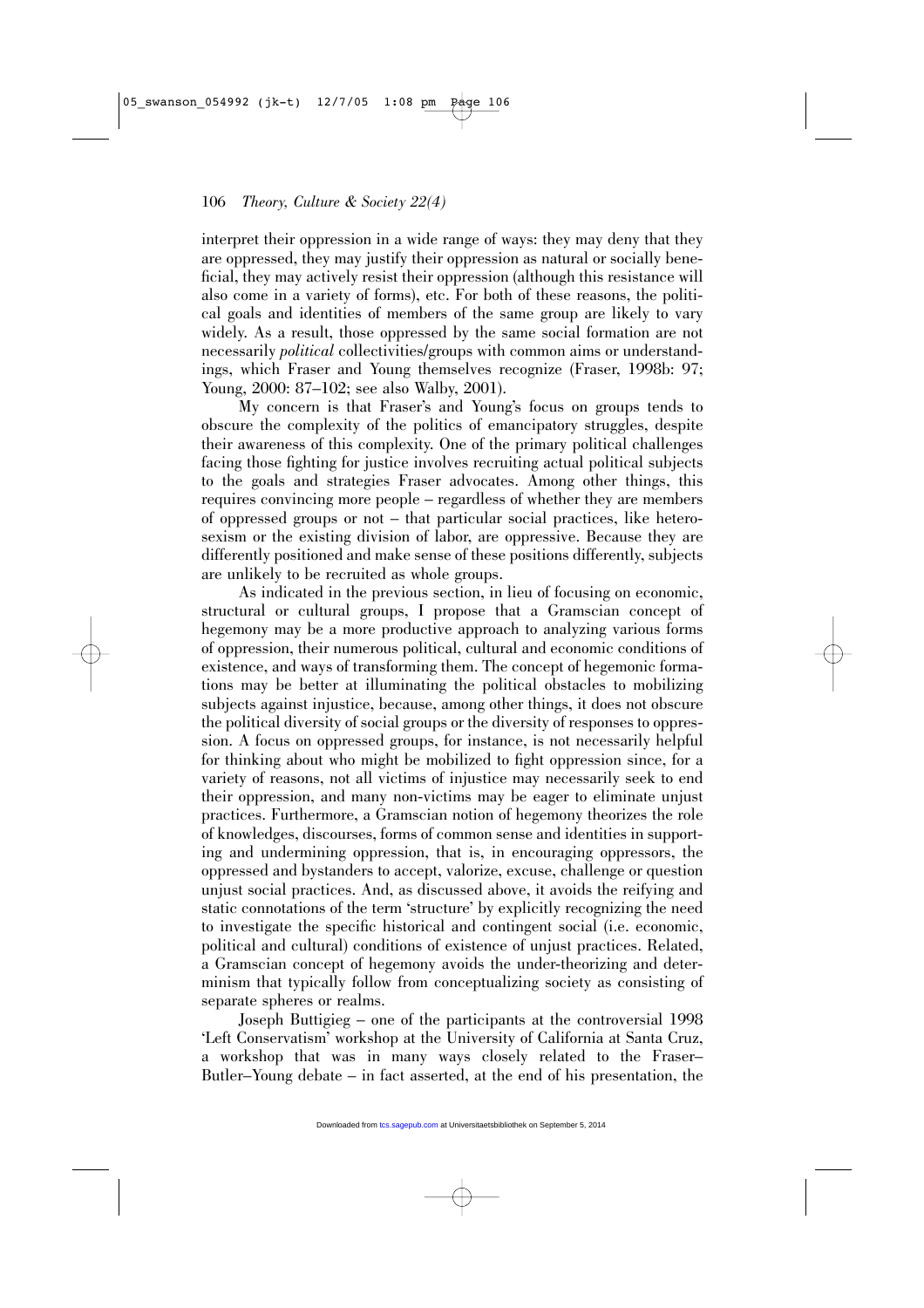interpret their oppression in a wide range of ways: they may deny that they are oppressed, they may justify their oppression as natural or socially beneficial, they may actively resist their oppression (although this resistance will also come in a variety of forms), etc. For both of these reasons, the political goals and identities of members of the same group are likely to vary widely. As a result, those oppressed by the same social formation are not necessarily *political* collectivities/groups with common aims or understandings, which Fraser and Young themselves recognize (Fraser, 1998b: 97; Young, 2000: 87–102; see also Walby, 2001).

My concern is that Fraser's and Young's focus on groups tends to obscure the complexity of the politics of emancipatory struggles, despite their awareness of this complexity. One of the primary political challenges facing those fighting for justice involves recruiting actual political subjects to the goals and strategies Fraser advocates. Among other things, this requires convincing more people – regardless of whether they are members of oppressed groups or not – that particular social practices, like heterosexism or the existing division of labor, are oppressive. Because they are differently positioned and make sense of these positions differently, subjects are unlikely to be recruited as whole groups.

As indicated in the previous section, in lieu of focusing on economic, structural or cultural groups, I propose that a Gramscian concept of hegemony may be a more productive approach to analyzing various forms of oppression, their numerous political, cultural and economic conditions of existence, and ways of transforming them. The concept of hegemonic formations may be better at illuminating the political obstacles to mobilizing subjects against injustice, because, among other things, it does not obscure the political diversity of social groups or the diversity of responses to oppression. A focus on oppressed groups, for instance, is not necessarily helpful for thinking about who might be mobilized to fight oppression since, for a variety of reasons, not all victims of injustice may necessarily seek to end their oppression, and many non-victims may be eager to eliminate unjust practices. Furthermore, a Gramscian notion of hegemony theorizes the role of knowledges, discourses, forms of common sense and identities in supporting and undermining oppression, that is, in encouraging oppressors, the oppressed and bystanders to accept, valorize, excuse, challenge or question unjust social practices. And, as discussed above, it avoids the reifying and static connotations of the term 'structure' by explicitly recognizing the need to investigate the specific historical and contingent social (i.e. economic, political and cultural) conditions of existence of unjust practices. Related, a Gramscian concept of hegemony avoids the under-theorizing and determinism that typically follow from conceptualizing society as consisting of separate spheres or realms.

Joseph Buttigieg – one of the participants at the controversial 1998 'Left Conservatism' workshop at the University of California at Santa Cruz, a workshop that was in many ways closely related to the Fraser–Butler–Young debate – in fact asserted, at the end of his presentation, the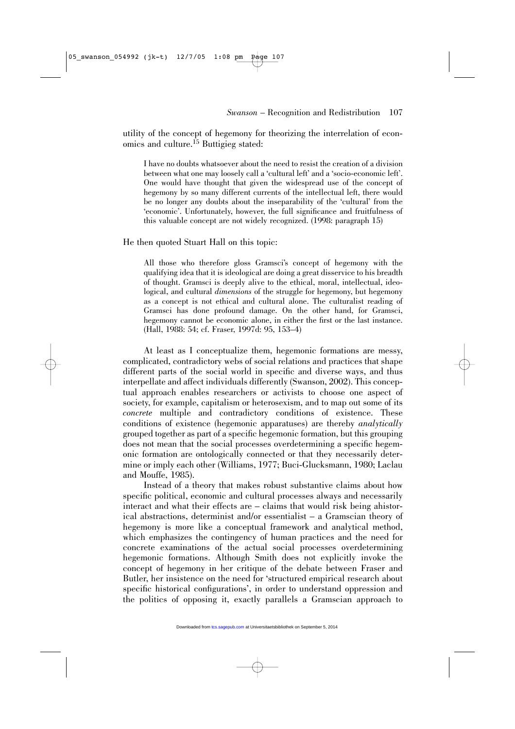utility of the concept of hegemony for theorizing the interrelation of economics and culture.[15] Buttigieg stated:

> I have no doubts whatsoever about the need to resist the creation of a division between what one may loosely call a 'cultural left' and a 'socio-economic left'. One would have thought that given the widespread use of the concept of hegemony by so many different currents of the intellectual left, there would be no longer any doubts about the inseparability of the 'cultural' from the 'economic'. Unfortunately, however, the full significance and fruitfulness of this valuable concept are not widely recognized. (1998: paragraph 15)

He then quoted Stuart Hall on this topic:

> All those who therefore gloss Gramsci's concept of hegemony with the qualifying idea that it is ideological are doing a great disservice to his breadth of thought. Gramsci is deeply alive to the ethical, moral, intellectual, ideological, and cultural *dimensions* of the struggle for hegemony, but hegemony as a concept is not ethical and cultural alone. The culturalist reading of Gramsci has done profound damage. On the other hand, for Gramsci, hegemony cannot be economic alone, in either the first or the last instance. (Hall, 1988: 54; cf. Fraser, 1997d: 95, 153–4)

At least as I conceptualize them, hegemonic formations are messy, complicated, contradictory webs of social relations and practices that shape different parts of the social world in specific and diverse ways, and thus interpellate and affect individuals differently (Swanson, 2002). This conceptual approach enables researchers or activists to choose one aspect of society, for example, capitalism or heterosexism, and to map out some of its *concrete* multiple and contradictory conditions of existence. These conditions of existence (hegemonic apparatuses) are thereby *analytically* grouped together as part of a specific hegemonic formation, but this grouping does not mean that the social processes overdetermining a specific hegemonic formation are ontologically connected or that they necessarily determine or imply each other (Williams, 1977; Buci-Glucksmann, 1980; Laclau and Mouffe, 1985).

Instead of a theory that makes robust substantive claims about how specific political, economic and cultural processes always and necessarily interact and what their effects are – claims that would risk being ahistorical abstractions, determinist and/or essentialist – a Gramscian theory of hegemony is more like a conceptual framework and analytical method, which emphasizes the contingency of human practices and the need for concrete examinations of the actual social processes overdetermining hegemonic formations. Although Smith does not explicitly invoke the concept of hegemony in her critique of the debate between Fraser and Butler, her insistence on the need for 'structured empirical research about specific historical configurations', in order to understand oppression and the politics of opposing it, exactly parallels a Gramscian approach to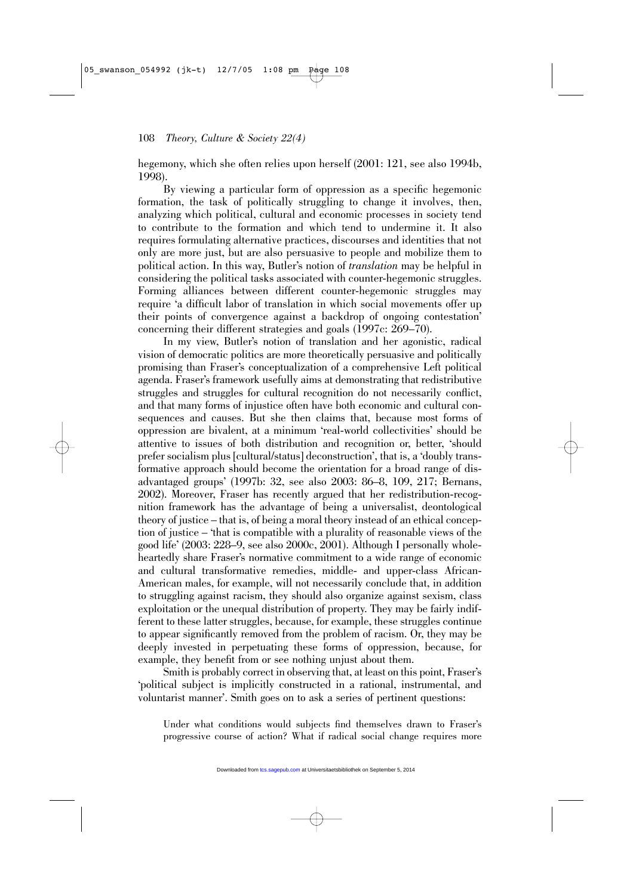hegemony, which she often relies upon herself (2001: 121, see also 1994b, 1998).

By viewing a particular form of oppression as a specific hegemonic formation, the task of politically struggling to change it involves, then, analyzing which political, cultural and economic processes in society tend to contribute to the formation and which tend to undermine it. It also requires formulating alternative practices, discourses and identities that not only are more just, but are also persuasive to people and mobilize them to political action. In this way, Butler's notion of *translation* may be helpful in considering the political tasks associated with counter-hegemonic struggles. Forming alliances between different counter-hegemonic struggles may require 'a difficult labor of translation in which social movements offer up their points of convergence against a backdrop of ongoing contestation' concerning their different strategies and goals (1997c: 269–70).

In my view, Butler's notion of translation and her agonistic, radical vision of democratic politics are more theoretically persuasive and politically promising than Fraser's conceptualization of a comprehensive Left political agenda. Fraser's framework usefully aims at demonstrating that redistributive struggles and struggles for cultural recognition do not necessarily conflict, and that many forms of injustice often have both economic and cultural consequences and causes. But she then claims that, because most forms of oppression are bivalent, at a minimum 'real-world collectivities' should be attentive to issues of both distribution and recognition or, better, 'should prefer socialism plus [cultural/status] deconstruction', that is, a 'doubly transformative approach should become the orientation for a broad range of disadvantaged groups' (1997b: 32, see also 2003: 86–8, 109, 217; Bernans, 2002). Moreover, Fraser has recently argued that her redistribution-recognition framework has the advantage of being a universalist, deontological theory of justice – that is, of being a moral theory instead of an ethical conception of justice – 'that is compatible with a plurality of reasonable views of the good life' (2003: 228–9, see also 2000c, 2001). Although I personally wholeheartedly share Fraser's normative commitment to a wide range of economic and cultural transformative remedies, middle- and upper-class African-American males, for example, will not necessarily conclude that, in addition to struggling against racism, they should also organize against sexism, class exploitation or the unequal distribution of property. They may be fairly indifferent to these latter struggles, because, for example, these struggles continue to appear significantly removed from the problem of racism. Or, they may be deeply invested in perpetuating these forms of oppression, because, for example, they benefit from or see nothing unjust about them.

Smith is probably correct in observing that, at least on this point, Fraser's 'political subject is implicitly constructed in a rational, instrumental, and voluntarist manner'. Smith goes on to ask a series of pertinent questions:

> Under what conditions would subjects find themselves drawn to Fraser's progressive course of action? What if radical social change requires more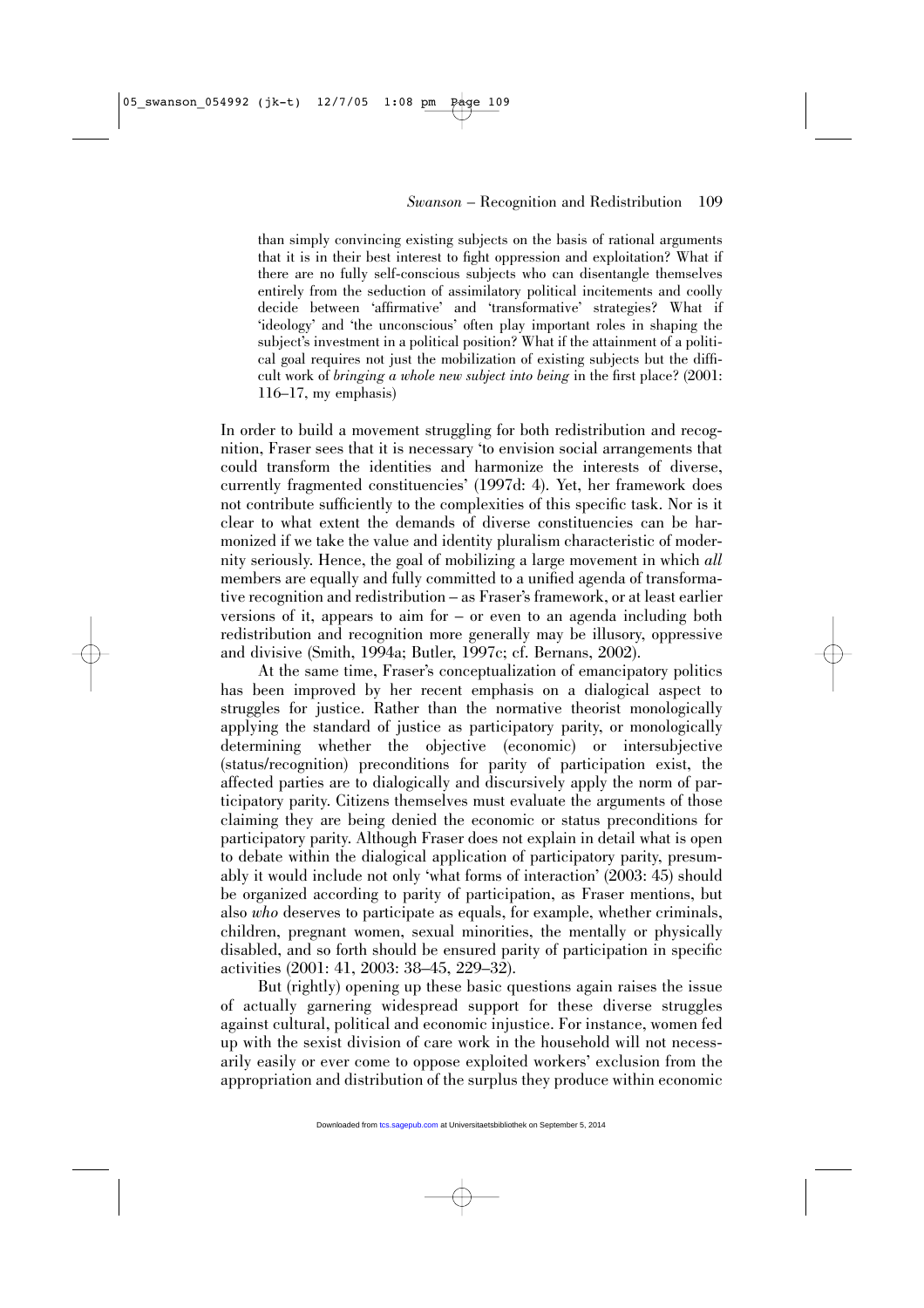than simply convincing existing subjects on the basis of rational arguments that it is in their best interest to fight oppression and exploitation? What if there are no fully self-conscious subjects who can disentangle themselves entirely from the seduction of assimilatory political incitements and coolly decide between 'affirmative' and 'transformative' strategies? What if 'ideology' and 'the unconscious' often play important roles in shaping the subject's investment in a political position? What if the attainment of a political goal requires not just the mobilization of existing subjects but the difficult work of *bringing a whole new subject into being* in the first place? (2001: 116–17, my emphasis)

In order to build a movement struggling for both redistribution and recognition, Fraser sees that it is necessary 'to envision social arrangements that could transform the identities and harmonize the interests of diverse, currently fragmented constituencies' (1997d: 4). Yet, her framework does not contribute sufficiently to the complexities of this specific task. Nor is it clear to what extent the demands of diverse constituencies can be harmonized if we take the value and identity pluralism characteristic of modernity seriously. Hence, the goal of mobilizing a large movement in which *all* members are equally and fully committed to a unified agenda of transformative recognition and redistribution – as Fraser's framework, or at least earlier versions of it, appears to aim for – or even to an agenda including both redistribution and recognition more generally may be illusory, oppressive and divisive (Smith, 1994a; Butler, 1997c; cf. Bernans, 2002).

At the same time, Fraser's conceptualization of emancipatory politics has been improved by her recent emphasis on a dialogical aspect to struggles for justice. Rather than the normative theorist monologically applying the standard of justice as participatory parity, or monologically determining whether the objective (economic) or intersubjective (status/recognition) preconditions for parity of participation exist, the affected parties are to dialogically and discursively apply the norm of participatory parity. Citizens themselves must evaluate the arguments of those claiming they are being denied the economic or status preconditions for participatory parity. Although Fraser does not explain in detail what is open to debate within the dialogical application of participatory parity, presumably it would include not only 'what forms of interaction' (2003: 45) should be organized according to parity of participation, as Fraser mentions, but also *who* deserves to participate as equals, for example, whether criminals, children, pregnant women, sexual minorities, the mentally or physically disabled, and so forth should be ensured parity of participation in specific activities (2001: 41, 2003: 38–45, 229–32).

But (rightly) opening up these basic questions again raises the issue of actually garnering widespread support for these diverse struggles against cultural, political and economic injustice. For instance, women fed up with the sexist division of care work in the household will not necessarily easily or ever come to oppose exploited workers' exclusion from the appropriation and distribution of the surplus they produce within economic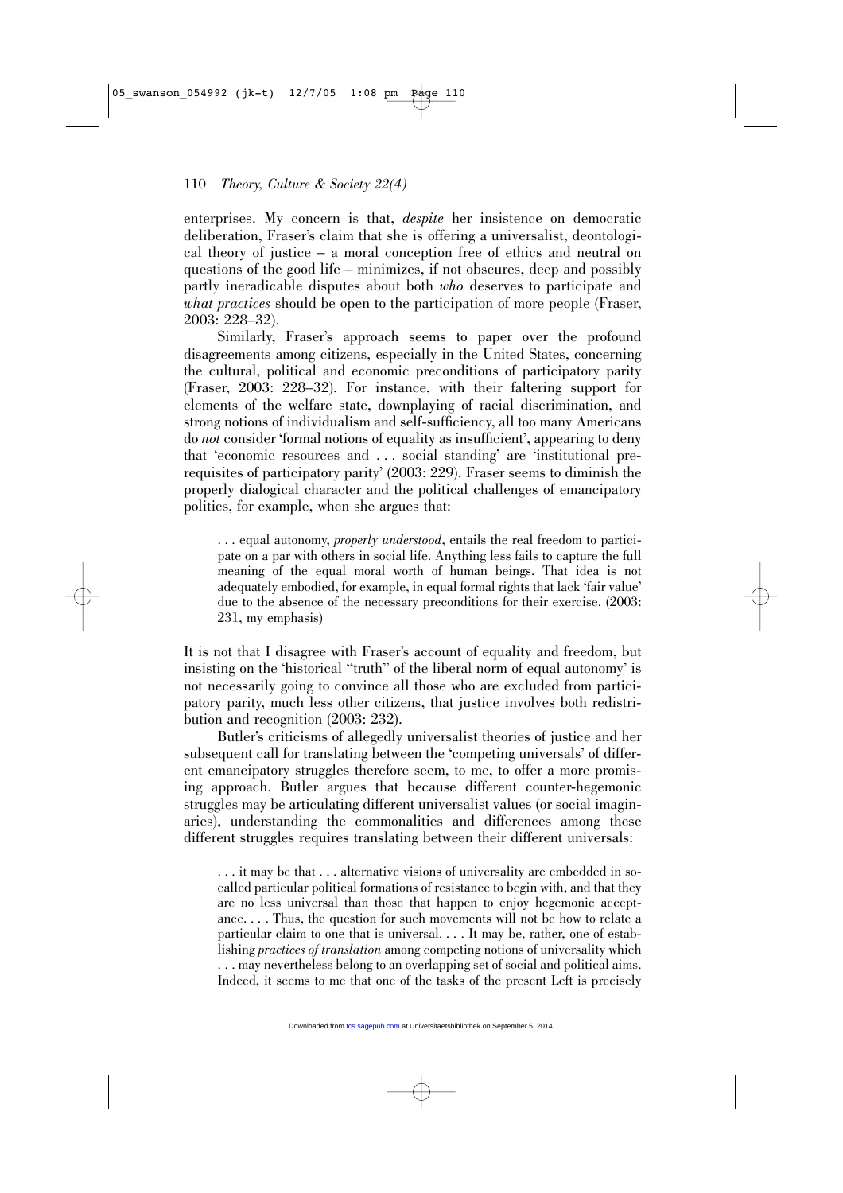enterprises. My concern is that, *despite* her insistence on democratic deliberation, Fraser's claim that she is offering a universalist, deontological theory of justice – a moral conception free of ethics and neutral on questions of the good life – minimizes, if not obscures, deep and possibly partly ineradicable disputes about both *who* deserves to participate and *what practices* should be open to the participation of more people (Fraser, 2003: 228–32).

Similarly, Fraser's approach seems to paper over the profound disagreements among citizens, especially in the United States, concerning the cultural, political and economic preconditions of participatory parity (Fraser, 2003: 228–32). For instance, with their faltering support for elements of the welfare state, downplaying of racial discrimination, and strong notions of individualism and self-sufficiency, all too many Americans do *not* consider 'formal notions of equality as insufficient', appearing to deny that 'economic resources and . . . social standing' are 'institutional prerequisites of participatory parity' (2003: 229). Fraser seems to diminish the properly dialogical character and the political challenges of emancipatory politics, for example, when she argues that:

> . . . equal autonomy, *properly understood*, entails the real freedom to participate on a par with others in social life. Anything less fails to capture the full meaning of the equal moral worth of human beings. That idea is not adequately embodied, for example, in equal formal rights that lack 'fair value' due to the absence of the necessary preconditions for their exercise. (2003: 231, my emphasis)

It is not that I disagree with Fraser's account of equality and freedom, but insisting on the 'historical "truth" of the liberal norm of equal autonomy' is not necessarily going to convince all those who are excluded from participatory parity, much less other citizens, that justice involves both redistribution and recognition (2003: 232).

Butler's criticisms of allegedly universalist theories of justice and her subsequent call for translating between the 'competing universals' of different emancipatory struggles therefore seem, to me, to offer a more promising approach. Butler argues that because different counter-hegemonic struggles may be articulating different universalist values (or social imaginaries), understanding the commonalities and differences among these different struggles requires translating between their different universals:

> . . . it may be that . . . alternative visions of universality are embedded in so-called particular political formations of resistance to begin with, and that they are no less universal than those that happen to enjoy hegemonic acceptance. . . . Thus, the question for such movements will not be how to relate a particular claim to one that is universal. . . . It may be, rather, one of establishing *practices of translation* among competing notions of universality which . . . may nevertheless belong to an overlapping set of social and political aims. Indeed, it seems to me that one of the tasks of the present Left is precisely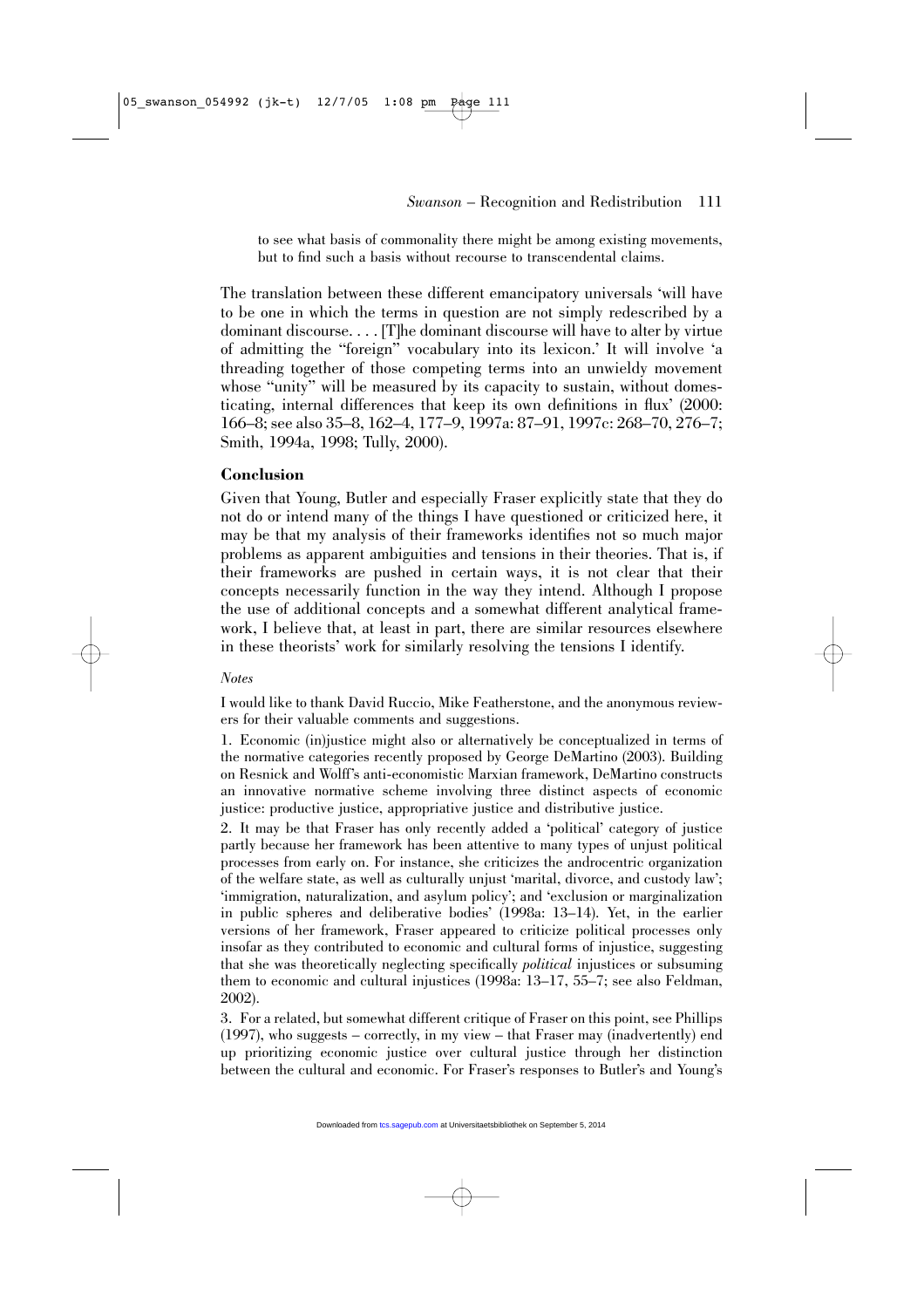to see what basis of commonality there might be among existing movements, but to find such a basis without recourse to transcendental claims.

The translation between these different emancipatory universals 'will have to be one in which the terms in question are not simply redescribed by a dominant discourse. . . . [T]he dominant discourse will have to alter by virtue of admitting the "foreign" vocabulary into its lexicon.' It will involve 'a threading together of those competing terms into an unwieldy movement whose "unity" will be measured by its capacity to sustain, without domesticating, internal differences that keep its own definitions in flux' (2000: 166–8; see also 35–8, 162–4, 177–9, 1997a: 87–91, 1997c: 268–70, 276–7; Smith, 1994a, 1998; Tully, 2000).

## Conclusion

Given that Young, Butler and especially Fraser explicitly state that they do not do or intend many of the things I have questioned or criticized here, it may be that my analysis of their frameworks identifies not so much major problems as apparent ambiguities and tensions in their theories. That is, if their frameworks are pushed in certain ways, it is not clear that their concepts necessarily function in the way they intend. Although I propose the use of additional concepts and a somewhat different analytical framework, I believe that, at least in part, there are similar resources elsewhere in these theorists' work for similarly resolving the tensions I identify.

### *Notes*

I would like to thank David Ruccio, Mike Featherstone, and the anonymous reviewers for their valuable comments and suggestions.

1. Economic (in)justice might also or alternatively be conceptualized in terms of the normative categories recently proposed by George DeMartino (2003). Building on Resnick and Wolff's anti-economistic Marxian framework, DeMartino constructs an innovative normative scheme involving three distinct aspects of economic justice: productive justice, appropriative justice and distributive justice.

2. It may be that Fraser has only recently added a 'political' category of justice partly because her framework has been attentive to many types of unjust political processes from early on. For instance, she criticizes the androcentric organization of the welfare state, as well as culturally unjust 'marital, divorce, and custody law'; 'immigration, naturalization, and asylum policy'; and 'exclusion or marginalization in public spheres and deliberative bodies' (1998a: 13–14). Yet, in the earlier versions of her framework, Fraser appeared to criticize political processes only insofar as they contributed to economic and cultural forms of injustice, suggesting that she was theoretically neglecting specifically *political* injustices or subsuming them to economic and cultural injustices (1998a: 13–17, 55–7; see also Feldman, 2002).

3. For a related, but somewhat different critique of Fraser on this point, see Phillips (1997), who suggests – correctly, in my view – that Fraser may (inadvertently) end up prioritizing economic justice over cultural justice through her distinction between the cultural and economic. For Fraser's responses to Butler's and Young's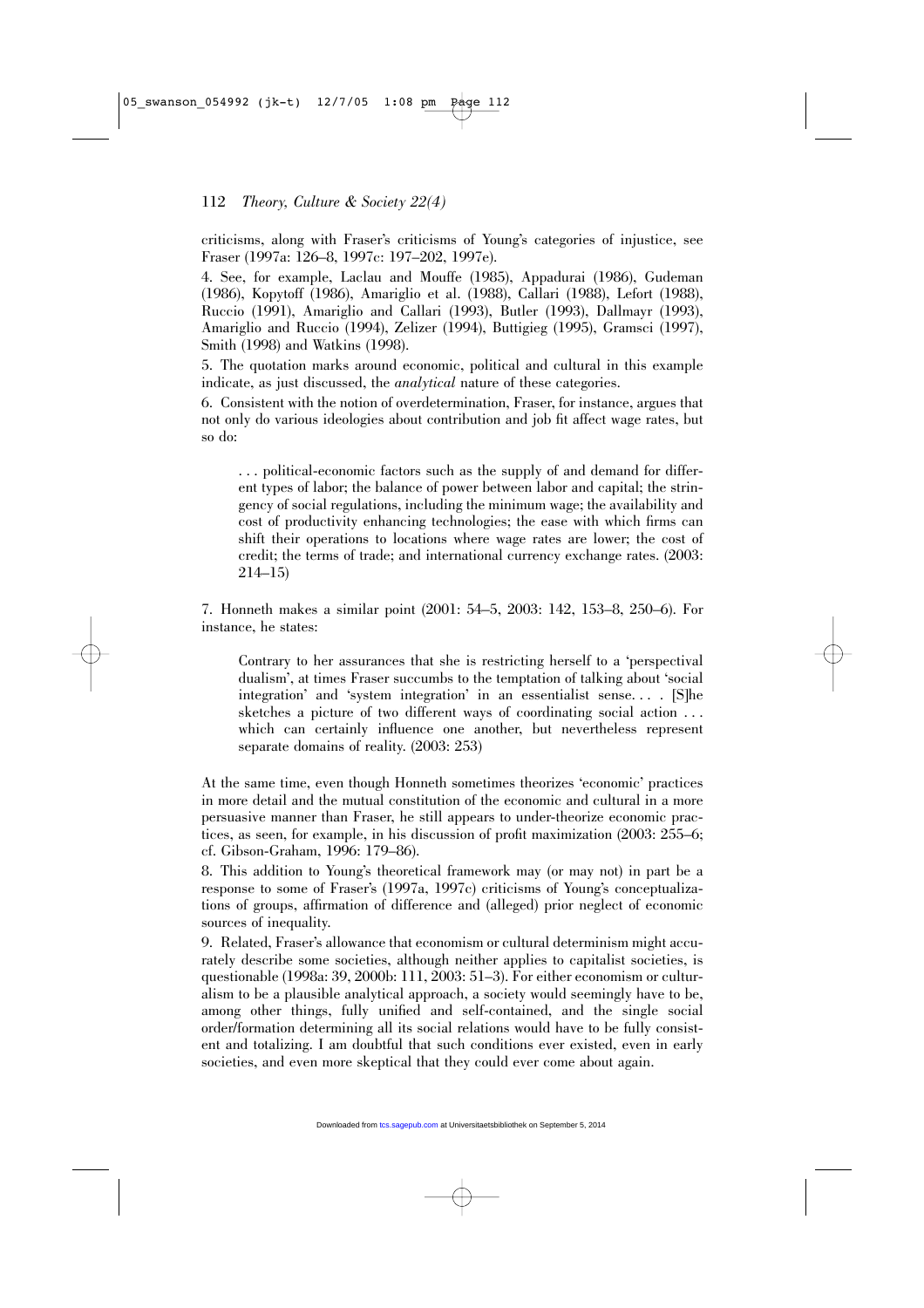criticisms, along with Fraser's criticisms of Young's categories of injustice, see Fraser (1997a: 126–8, 1997c: 197–202, 1997e).

4. See, for example, Laclau and Mouffe (1985), Appadurai (1986), Gudeman (1986), Kopytoff (1986), Amariglio et al. (1988), Callari (1988), Lefort (1988), Ruccio (1991), Amariglio and Callari (1993), Butler (1993), Dallmayr (1993), Amariglio and Ruccio (1994), Zelizer (1994), Buttigieg (1995), Gramsci (1997), Smith (1998) and Watkins (1998).

5. The quotation marks around economic, political and cultural in this example indicate, as just discussed, the *analytical* nature of these categories.

6. Consistent with the notion of overdetermination, Fraser, for instance, argues that not only do various ideologies about contribution and job fit affect wage rates, but so do:

> . . . political-economic factors such as the supply of and demand for different types of labor; the balance of power between labor and capital; the stringency of social regulations, including the minimum wage; the availability and cost of productivity enhancing technologies; the ease with which firms can shift their operations to locations where wage rates are lower; the cost of credit; the terms of trade; and international currency exchange rates. (2003: 214–15)

7. Honneth makes a similar point (2001: 54–5, 2003: 142, 153–8, 250–6). For instance, he states:

> Contrary to her assurances that she is restricting herself to a 'perspectival dualism', at times Fraser succumbs to the temptation of talking about 'social integration' and 'system integration' in an essentialist sense. . . . [S]he sketches a picture of two different ways of coordinating social action . . . which can certainly influence one another, but nevertheless represent separate domains of reality. (2003: 253)

At the same time, even though Honneth sometimes theorizes 'economic' practices in more detail and the mutual constitution of the economic and cultural in a more persuasive manner than Fraser, he still appears to under-theorize economic practices, as seen, for example, in his discussion of profit maximization (2003: 255–6; cf. Gibson-Graham, 1996: 179–86).

8. This addition to Young's theoretical framework may (or may not) in part be a response to some of Fraser's (1997a, 1997c) criticisms of Young's conceptualizations of groups, affirmation of difference and (alleged) prior neglect of economic sources of inequality.

9. Related, Fraser's allowance that economism or cultural determinism might accurately describe some societies, although neither applies to capitalist societies, is questionable (1998a: 39, 2000b: 111, 2003: 51–3). For either economism or culturalism to be a plausible analytical approach, a society would seemingly have to be, among other things, fully unified and self-contained, and the single social order/formation determining all its social relations would have to be fully consistent and totalizing. I am doubtful that such conditions ever existed, even in early societies, and even more skeptical that they could ever come about again.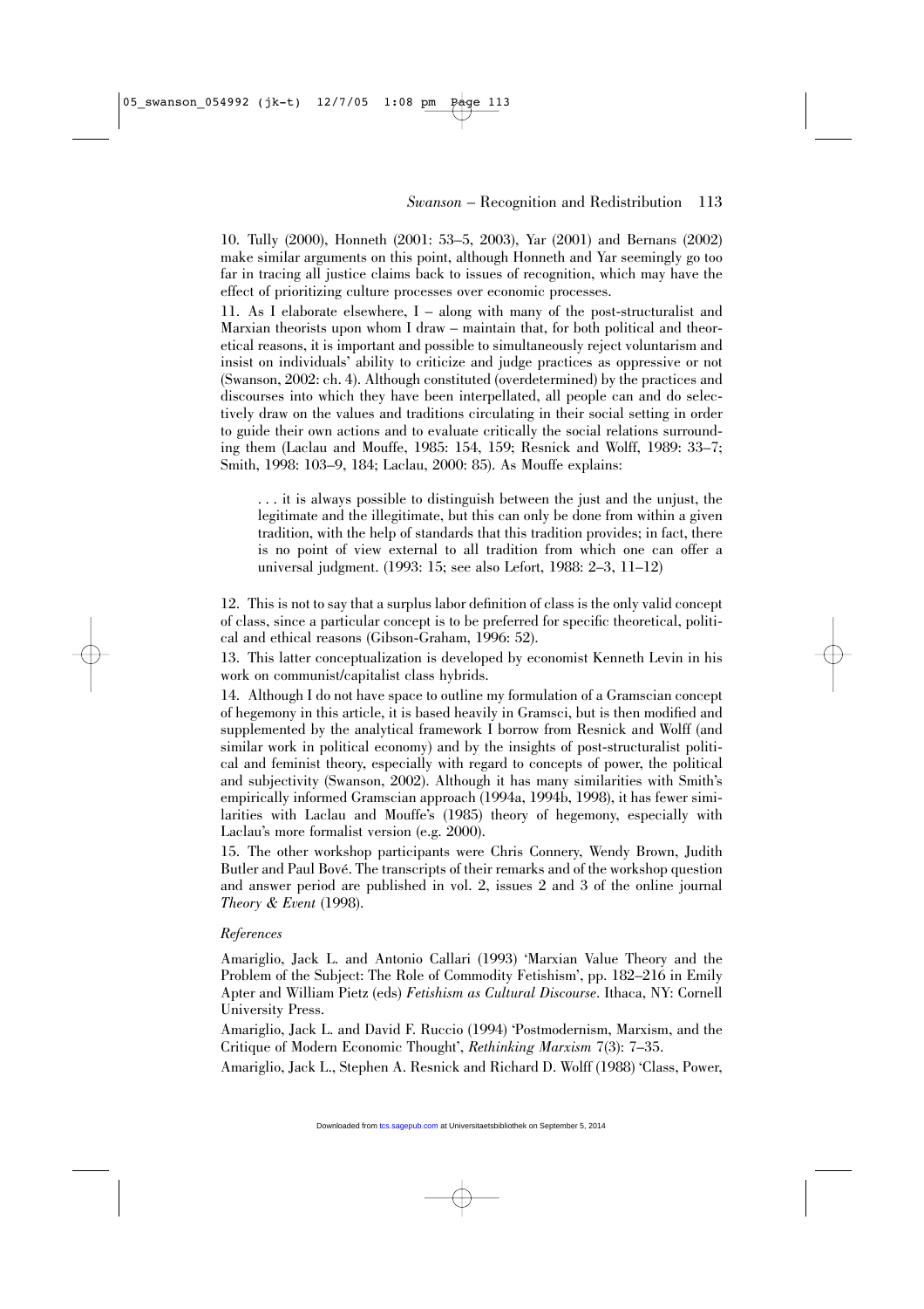10. Tully (2000), Honneth (2001: 53–5, 2003), Yar (2001) and Bernans (2002) make similar arguments on this point, although Honneth and Yar seemingly go too far in tracing all justice claims back to issues of recognition, which may have the effect of prioritizing culture processes over economic processes.

11. As I elaborate elsewhere, I – along with many of the post-structuralist and Marxian theorists upon whom I draw – maintain that, for both political and theoretical reasons, it is important and possible to simultaneously reject voluntarism and insist on individuals' ability to criticize and judge practices as oppressive or not (Swanson, 2002: ch. 4). Although constituted (overdetermined) by the practices and discourses into which they have been interpellated, all people can and do selectively draw on the values and traditions circulating in their social setting in order to guide their own actions and to evaluate critically the social relations surrounding them (Laclau and Mouffe, 1985: 154, 159; Resnick and Wolff, 1989: 33–7; Smith, 1998: 103–9, 184; Laclau, 2000: 85). As Mouffe explains:

> . . . it is always possible to distinguish between the just and the unjust, the legitimate and the illegitimate, but this can only be done from within a given tradition, with the help of standards that this tradition provides; in fact, there is no point of view external to all tradition from which one can offer a universal judgment. (1993: 15; see also Lefort, 1988: 2–3, 11–12)

12. This is not to say that a surplus labor definition of class is the only valid concept of class, since a particular concept is to be preferred for specific theoretical, political and ethical reasons (Gibson-Graham, 1996: 52).

13. This latter conceptualization is developed by economist Kenneth Levin in his work on communist/capitalist class hybrids.

14. Although I do not have space to outline my formulation of a Gramscian concept of hegemony in this article, it is based heavily in Gramsci, but is then modified and supplemented by the analytical framework I borrow from Resnick and Wolff (and similar work in political economy) and by the insights of post-structuralist political and feminist theory, especially with regard to concepts of power, the political and subjectivity (Swanson, 2002). Although it has many similarities with Smith's empirically informed Gramscian approach (1994a, 1994b, 1998), it has fewer similarities with Laclau and Mouffe's (1985) theory of hegemony, especially with Laclau's more formalist version (e.g. 2000).

15. The other workshop participants were Chris Connery, Wendy Brown, Judith Butler and Paul Bové. The transcripts of their remarks and of the workshop question and answer period are published in vol. 2, issues 2 and 3 of the online journal *Theory & Event* (1998).

## *References*

Amariglio, Jack L. and Antonio Callari (1993) 'Marxian Value Theory and the Problem of the Subject: The Role of Commodity Fetishism', pp. 182–216 in Emily Apter and William Pietz (eds) *Fetishism as Cultural Discourse*. Ithaca, NY: Cornell University Press.

Amariglio, Jack L. and David F. Ruccio (1994) 'Postmodernism, Marxism, and the Critique of Modern Economic Thought', *Rethinking Marxism* 7(3): 7–35.

Amariglio, Jack L., Stephen A. Resnick and Richard D. Wolff (1988) 'Class, Power,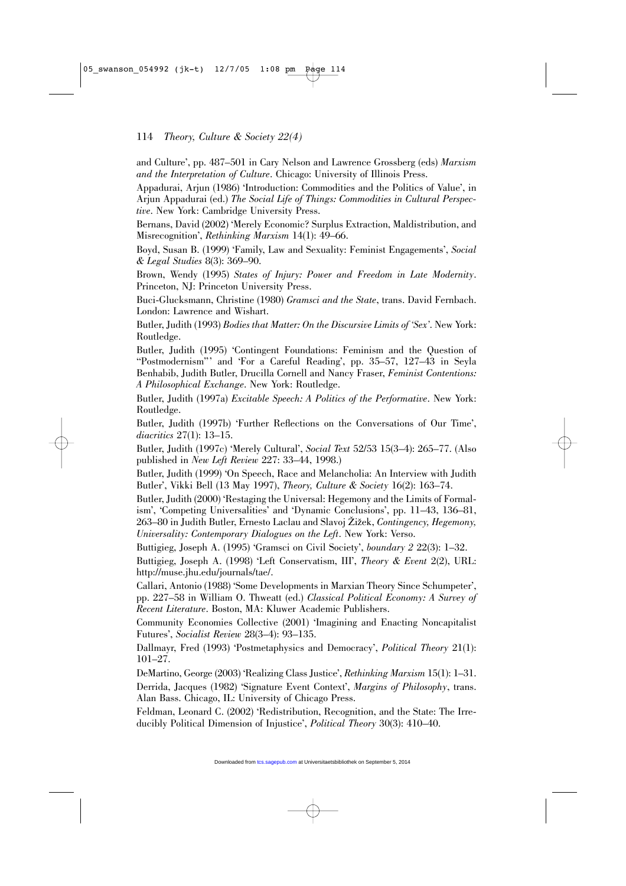and Culture', pp. 487–501 in Cary Nelson and Lawrence Grossberg (eds) *Marxism and the Interpretation of Culture*. Chicago: University of Illinois Press.

Appadurai, Arjun (1986) 'Introduction: Commodities and the Politics of Value', in Arjun Appadurai (ed.) *The Social Life of Things: Commodities in Cultural Perspective*. New York: Cambridge University Press.

Bernans, David (2002) 'Merely Economic? Surplus Extraction, Maldistribution, and Misrecognition', *Rethinking Marxism* 14(1): 49–66.

Boyd, Susan B. (1999) 'Family, Law and Sexuality: Feminist Engagements', *Social & Legal Studies* 8(3): 369–90.

Brown, Wendy (1995) *States of Injury: Power and Freedom in Late Modernity*. Princeton, NJ: Princeton University Press.

Buci-Glucksmann, Christine (1980) *Gramsci and the State*, trans. David Fernbach. London: Lawrence and Wishart.

Butler, Judith (1993) *Bodies that Matter: On the Discursive Limits of 'Sex'.* New York: Routledge.

Butler, Judith (1995) 'Contingent Foundations: Feminism and the Question of "Postmodernism"' and 'For a Careful Reading', pp. 35–57, 127–43 in Seyla Benhabib, Judith Butler, Drucilla Cornell and Nancy Fraser, *Feminist Contentions: A Philosophical Exchange*. New York: Routledge.

Butler, Judith (1997a) *Excitable Speech: A Politics of the Performative*. New York: Routledge.

Butler, Judith (1997b) 'Further Reflections on the Conversations of Our Time', *diacritics* 27(1): 13–15.

Butler, Judith (1997c) 'Merely Cultural', *Social Text* 52/53 15(3–4): 265–77. (Also published in *New Left Review* 227: 33–44, 1998.)

Butler, Judith (1999) 'On Speech, Race and Melancholia: An Interview with Judith Butler', Vikki Bell (13 May 1997), *Theory, Culture & Society* 16(2): 163–74.

Butler, Judith (2000) 'Restaging the Universal: Hegemony and the Limits of Formalism', 'Competing Universalities' and 'Dynamic Conclusions', pp. 11–43, 136–81, 263–80 in Judith Butler, Ernesto Laclau and Slavoj Žižek, *Contingency, Hegemony, Universality: Contemporary Dialogues on the Left*. New York: Verso.

Buttigieg, Joseph A. (1995) 'Gramsci on Civil Society', *boundary 2* 22(3): 1–32.

Buttigieg, Joseph A. (1998) 'Left Conservatism, III', *Theory & Event* 2(2), URL: http://muse.jhu.edu/journals/tae/.

Callari, Antonio (1988) 'Some Developments in Marxian Theory Since Schumpeter', pp. 227–58 in William O. Thweatt (ed.) *Classical Political Economy: A Survey of Recent Literature*. Boston, MA: Kluwer Academic Publishers.

Community Economies Collective (2001) 'Imagining and Enacting Noncapitalist Futures', *Socialist Review* 28(3–4): 93–135.

Dallmayr, Fred (1993) 'Postmetaphysics and Democracy', *Political Theory* 21(1): 101–27.

DeMartino, George (2003) 'Realizing Class Justice', *Rethinking Marxism* 15(1): 1–31.

Derrida, Jacques (1982) 'Signature Event Context', *Margins of Philosophy*, trans. Alan Bass. Chicago, IL: University of Chicago Press.

Feldman, Leonard C. (2002) 'Redistribution, Recognition, and the State: The Irreducibly Political Dimension of Injustice', *Political Theory* 30(3): 410–40.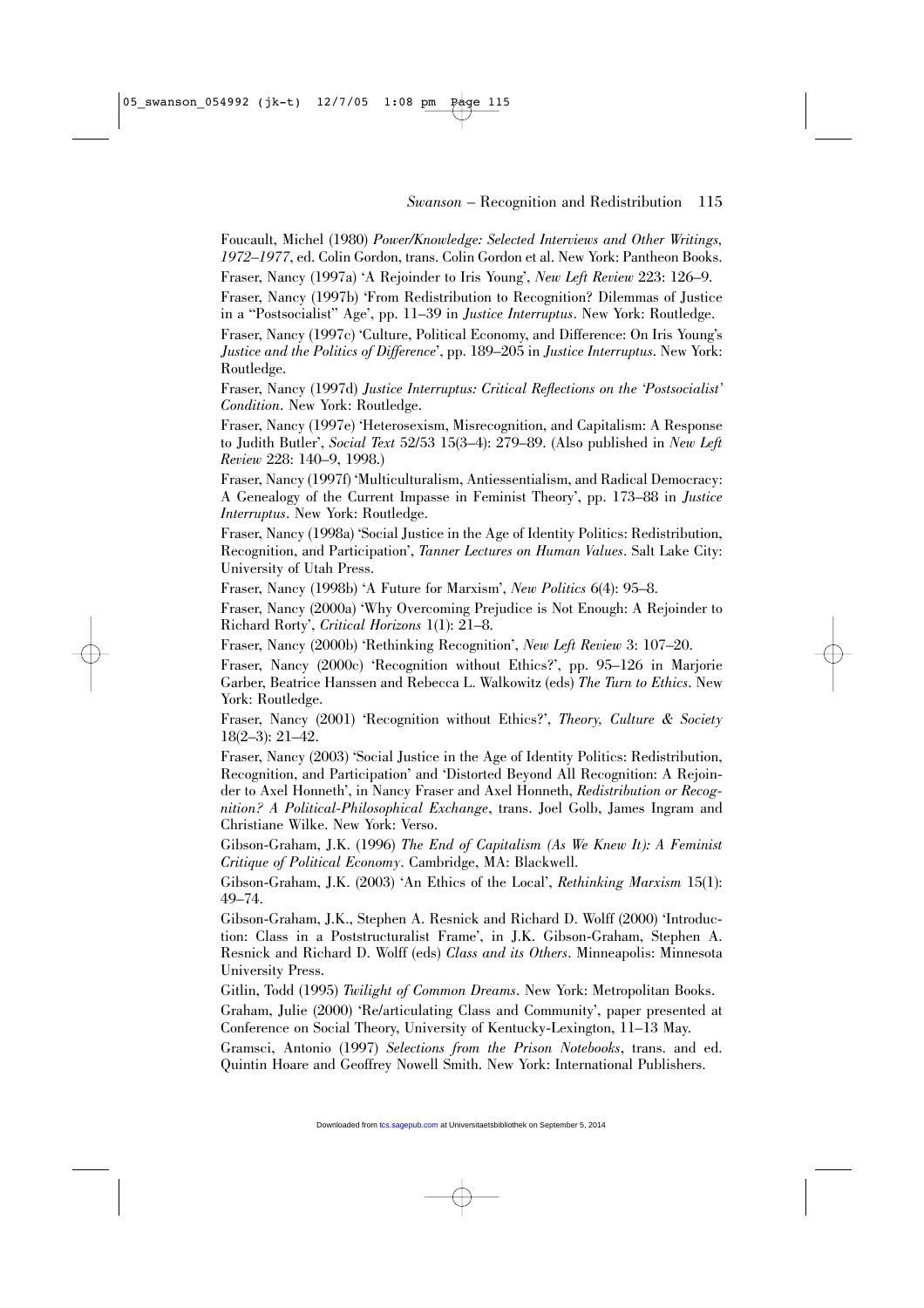Foucault, Michel (1980) *Power/Knowledge: Selected Interviews and Other Writings, 1972–1977*, ed. Colin Gordon, trans. Colin Gordon et al. New York: Pantheon Books.

Fraser, Nancy (1997a) 'A Rejoinder to Iris Young', *New Left Review* 223: 126–9.

Fraser, Nancy (1997b) 'From Redistribution to Recognition? Dilemmas of Justice in a "Postsocialist" Age', pp. 11–39 in *Justice Interruptus*. New York: Routledge.

Fraser, Nancy (1997c) 'Culture, Political Economy, and Difference: On Iris Young's *Justice and the Politics of Difference*', pp. 189–205 in *Justice Interruptus*. New York: Routledge.

Fraser, Nancy (1997d) *Justice Interruptus: Critical Reflections on the 'Postsocialist' Condition*. New York: Routledge.

Fraser, Nancy (1997e) 'Heterosexism, Misrecognition, and Capitalism: A Response to Judith Butler', *Social Text* 52/53 15(3–4): 279–89. (Also published in *New Left Review* 228: 140–9, 1998.)

Fraser, Nancy (1997f) 'Multiculturalism, Antiessentialism, and Radical Democracy: A Genealogy of the Current Impasse in Feminist Theory', pp. 173–88 in *Justice Interruptus*. New York: Routledge.

Fraser, Nancy (1998a) 'Social Justice in the Age of Identity Politics: Redistribution, Recognition, and Participation', *Tanner Lectures on Human Values*. Salt Lake City: University of Utah Press.

Fraser, Nancy (1998b) 'A Future for Marxism', *New Politics* 6(4): 95–8.

Fraser, Nancy (2000a) 'Why Overcoming Prejudice is Not Enough: A Rejoinder to Richard Rorty', *Critical Horizons* 1(1): 21–8.

Fraser, Nancy (2000b) 'Rethinking Recognition', *New Left Review* 3: 107–20.

Fraser, Nancy (2000c) 'Recognition without Ethics?', pp. 95–126 in Marjorie Garber, Beatrice Hanssen and Rebecca L. Walkowitz (eds) *The Turn to Ethics*. New York: Routledge.

Fraser, Nancy (2001) 'Recognition without Ethics?', *Theory, Culture & Society* 18(2–3): 21–42.

Fraser, Nancy (2003) 'Social Justice in the Age of Identity Politics: Redistribution, Recognition, and Participation' and 'Distorted Beyond All Recognition: A Rejoinder to Axel Honneth', in Nancy Fraser and Axel Honneth, *Redistribution or Recognition? A Political-Philosophical Exchange*, trans. Joel Golb, James Ingram and Christiane Wilke. New York: Verso.

Gibson-Graham, J.K. (1996) *The End of Capitalism (As We Knew It): A Feminist Critique of Political Economy*. Cambridge, MA: Blackwell.

Gibson-Graham, J.K. (2003) 'An Ethics of the Local', *Rethinking Marxism* 15(1): 49–74.

Gibson-Graham, J.K., Stephen A. Resnick and Richard D. Wolff (2000) 'Introduction: Class in a Poststructuralist Frame', in J.K. Gibson-Graham, Stephen A. Resnick and Richard D. Wolff (eds) *Class and its Others*. Minneapolis: Minnesota University Press.

Gitlin, Todd (1995) *Twilight of Common Dreams*. New York: Metropolitan Books.

Graham, Julie (2000) 'Re/articulating Class and Community', paper presented at Conference on Social Theory, University of Kentucky-Lexington, 11–13 May.

Gramsci, Antonio (1997) *Selections from the Prison Notebooks*, trans. and ed. Quintin Hoare and Geoffrey Nowell Smith. New York: International Publishers.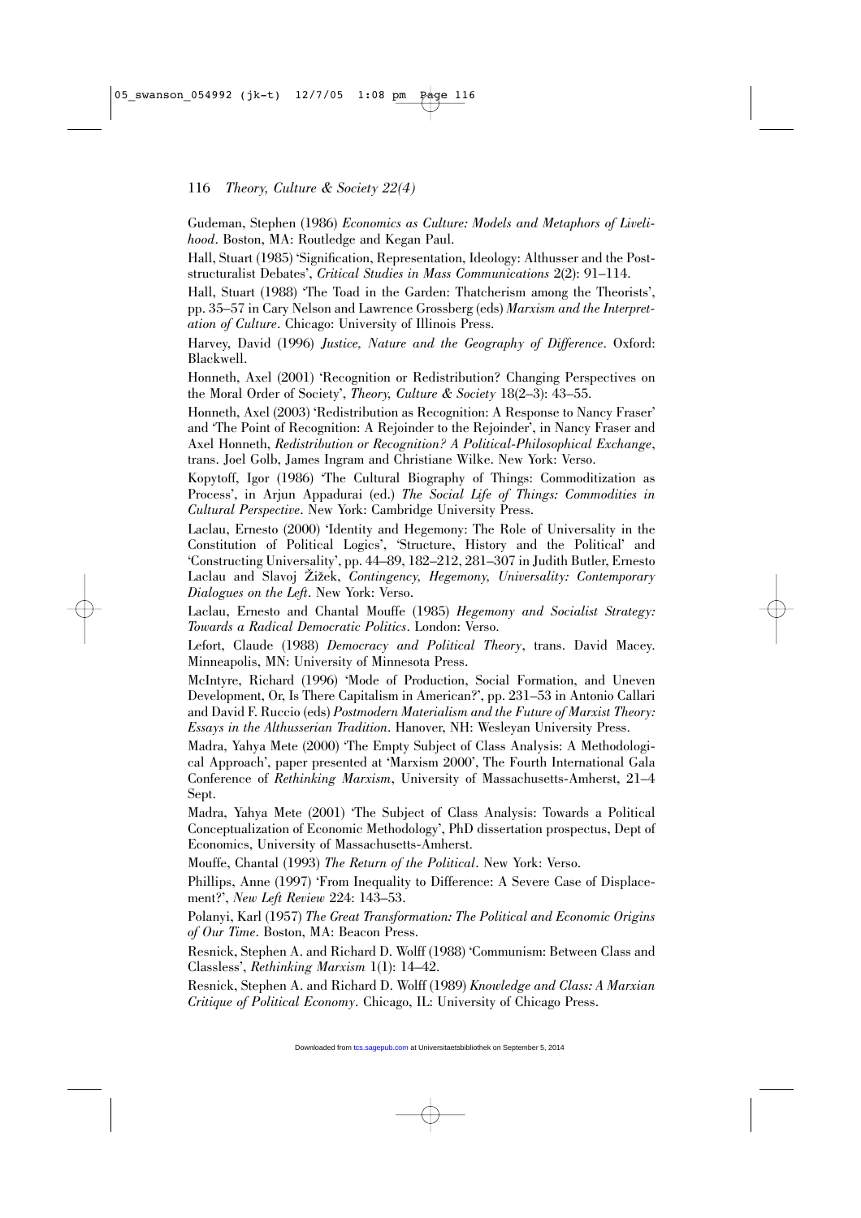Gudeman, Stephen (1986) *Economics as Culture: Models and Metaphors of Livelihood*. Boston, MA: Routledge and Kegan Paul.

Hall, Stuart (1985) 'Signification, Representation, Ideology: Althusser and the Post-structuralist Debates', *Critical Studies in Mass Communications* 2(2): 91–114.

Hall, Stuart (1988) 'The Toad in the Garden: Thatcherism among the Theorists', pp. 35–57 in Cary Nelson and Lawrence Grossberg (eds) *Marxism and the Interpretation of Culture*. Chicago: University of Illinois Press.

Harvey, David (1996) *Justice, Nature and the Geography of Difference*. Oxford: Blackwell.

Honneth, Axel (2001) 'Recognition or Redistribution? Changing Perspectives on the Moral Order of Society', *Theory, Culture & Society* 18(2–3): 43–55.

Honneth, Axel (2003) 'Redistribution as Recognition: A Response to Nancy Fraser' and 'The Point of Recognition: A Rejoinder to the Rejoinder', in Nancy Fraser and Axel Honneth, *Redistribution or Recognition? A Political-Philosophical Exchange*, trans. Joel Golb, James Ingram and Christiane Wilke. New York: Verso.

Kopytoff, Igor (1986) 'The Cultural Biography of Things: Commoditization as Process', in Arjun Appadurai (ed.) *The Social Life of Things: Commodities in Cultural Perspective*. New York: Cambridge University Press.

Laclau, Ernesto (2000) 'Identity and Hegemony: The Role of Universality in the Constitution of Political Logics', 'Structure, History and the Political' and 'Constructing Universality', pp. 44–89, 182–212, 281–307 in Judith Butler, Ernesto Laclau and Slavoj Žižek, *Contingency, Hegemony, Universality: Contemporary Dialogues on the Left*. New York: Verso.

Laclau, Ernesto and Chantal Mouffe (1985) *Hegemony and Socialist Strategy: Towards a Radical Democratic Politics*. London: Verso.

Lefort, Claude (1988) *Democracy and Political Theory*, trans. David Macey. Minneapolis, MN: University of Minnesota Press.

McIntyre, Richard (1996) 'Mode of Production, Social Formation, and Uneven Development, Or, Is There Capitalism in American?', pp. 231–53 in Antonio Callari and David F. Ruccio (eds) *Postmodern Materialism and the Future of Marxist Theory: Essays in the Althusserian Tradition*. Hanover, NH: Wesleyan University Press.

Madra, Yahya Mete (2000) 'The Empty Subject of Class Analysis: A Methodological Approach', paper presented at 'Marxism 2000', The Fourth International Gala Conference of *Rethinking Marxism*, University of Massachusetts-Amherst, 21–4 Sept.

Madra, Yahya Mete (2001) 'The Subject of Class Analysis: Towards a Political Conceptualization of Economic Methodology', PhD dissertation prospectus, Dept of Economics, University of Massachusetts-Amherst.

Mouffe, Chantal (1993) *The Return of the Political*. New York: Verso.

Phillips, Anne (1997) 'From Inequality to Difference: A Severe Case of Displacement?', *New Left Review* 224: 143–53.

Polanyi, Karl (1957) *The Great Transformation: The Political and Economic Origins of Our Time*. Boston, MA: Beacon Press.

Resnick, Stephen A. and Richard D. Wolff (1988) 'Communism: Between Class and Classless', *Rethinking Marxism* 1(1): 14–42.

Resnick, Stephen A. and Richard D. Wolff (1989) *Knowledge and Class: A Marxian Critique of Political Economy*. Chicago, IL: University of Chicago Press.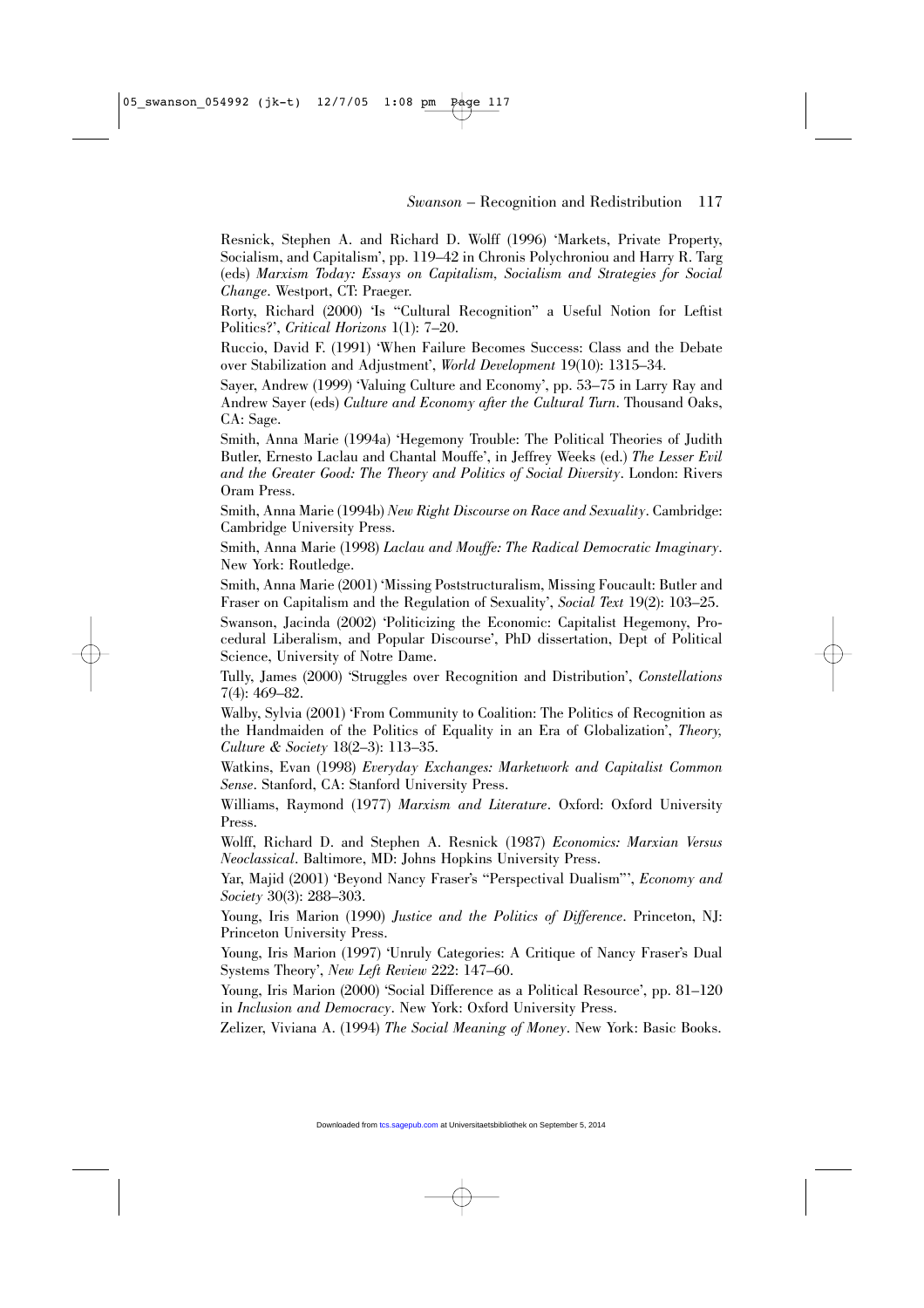Resnick, Stephen A. and Richard D. Wolff (1996) 'Markets, Private Property, Socialism, and Capitalism', pp. 119–42 in Chronis Polychroniou and Harry R. Targ (eds) *Marxism Today: Essays on Capitalism, Socialism and Strategies for Social Change*. Westport, CT: Praeger.

Rorty, Richard (2000) 'Is "Cultural Recognition" a Useful Notion for Leftist Politics?', *Critical Horizons* 1(1): 7–20.

Ruccio, David F. (1991) 'When Failure Becomes Success: Class and the Debate over Stabilization and Adjustment', *World Development* 19(10): 1315–34.

Sayer, Andrew (1999) 'Valuing Culture and Economy', pp. 53–75 in Larry Ray and Andrew Sayer (eds) *Culture and Economy after the Cultural Turn*. Thousand Oaks, CA: Sage.

Smith, Anna Marie (1994a) 'Hegemony Trouble: The Political Theories of Judith Butler, Ernesto Laclau and Chantal Mouffe', in Jeffrey Weeks (ed.) *The Lesser Evil and the Greater Good: The Theory and Politics of Social Diversity*. London: Rivers Oram Press.

Smith, Anna Marie (1994b) *New Right Discourse on Race and Sexuality*. Cambridge: Cambridge University Press.

Smith, Anna Marie (1998) *Laclau and Mouffe: The Radical Democratic Imaginary*. New York: Routledge.

Smith, Anna Marie (2001) 'Missing Poststructuralism, Missing Foucault: Butler and Fraser on Capitalism and the Regulation of Sexuality', *Social Text* 19(2): 103–25.

Swanson, Jacinda (2002) 'Politicizing the Economic: Capitalist Hegemony, Procedural Liberalism, and Popular Discourse', PhD dissertation, Dept of Political Science, University of Notre Dame.

Tully, James (2000) 'Struggles over Recognition and Distribution', *Constellations* 7(4): 469–82.

Walby, Sylvia (2001) 'From Community to Coalition: The Politics of Recognition as the Handmaiden of the Politics of Equality in an Era of Globalization', *Theory, Culture & Society* 18(2–3): 113–35.

Watkins, Evan (1998) *Everyday Exchanges: Marketwork and Capitalist Common Sense*. Stanford, CA: Stanford University Press.

Williams, Raymond (1977) *Marxism and Literature*. Oxford: Oxford University Press.

Wolff, Richard D. and Stephen A. Resnick (1987) *Economics: Marxian Versus Neoclassical*. Baltimore, MD: Johns Hopkins University Press.

Yar, Majid (2001) 'Beyond Nancy Fraser's "Perspectival Dualism"', *Economy and Society* 30(3): 288–303.

Young, Iris Marion (1990) *Justice and the Politics of Difference*. Princeton, NJ: Princeton University Press.

Young, Iris Marion (1997) 'Unruly Categories: A Critique of Nancy Fraser's Dual Systems Theory', *New Left Review* 222: 147–60.

Young, Iris Marion (2000) 'Social Difference as a Political Resource', pp. 81–120 in *Inclusion and Democracy*. New York: Oxford University Press.

Zelizer, Viviana A. (1994) *The Social Meaning of Money*. New York: Basic Books.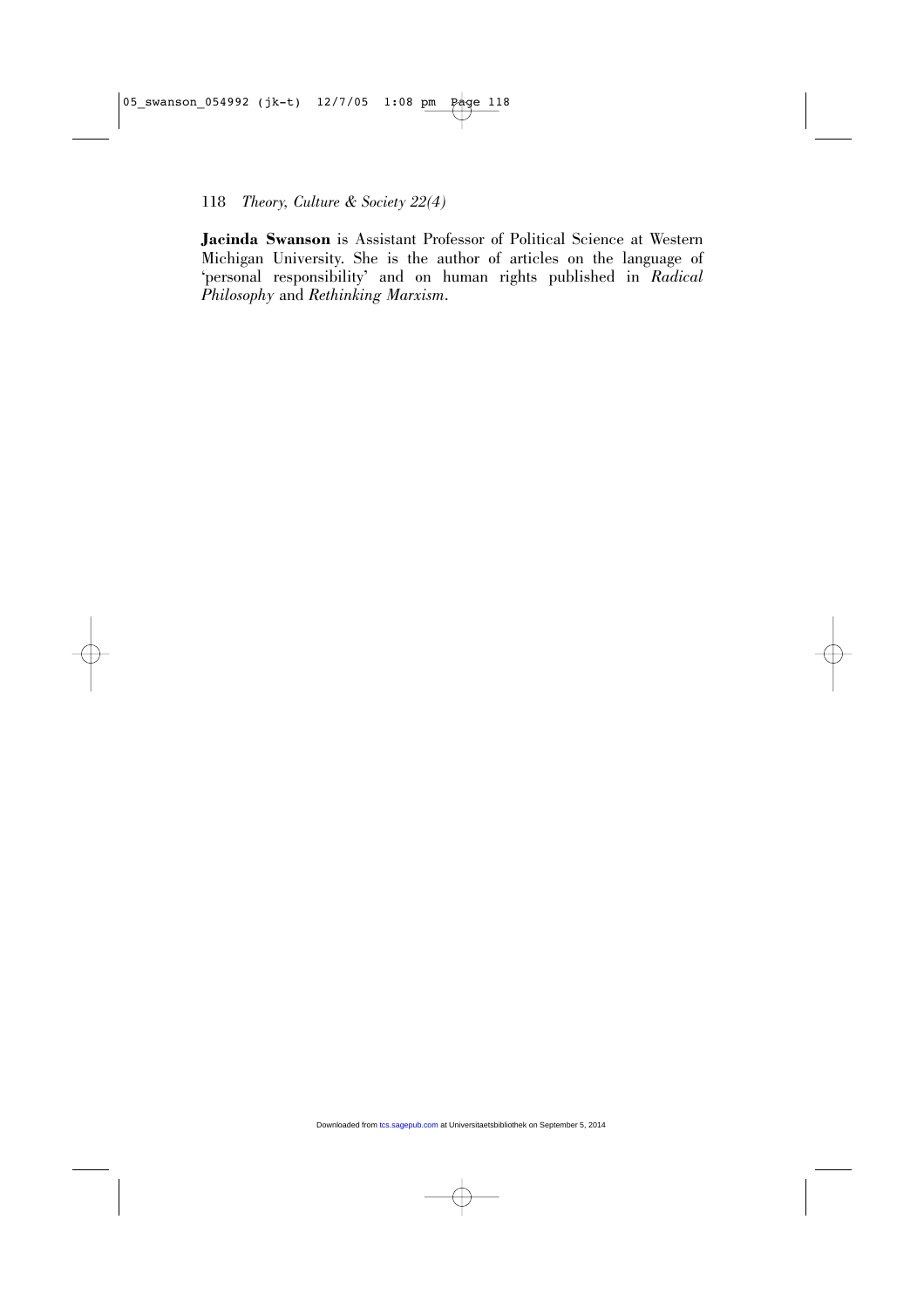**Jacinda Swanson** is Assistant Professor of Political Science at Western Michigan University. She is the author of articles on the language of 'personal responsibility' and on human rights published in *Radical Philosophy* and *Rethinking Marxism*.